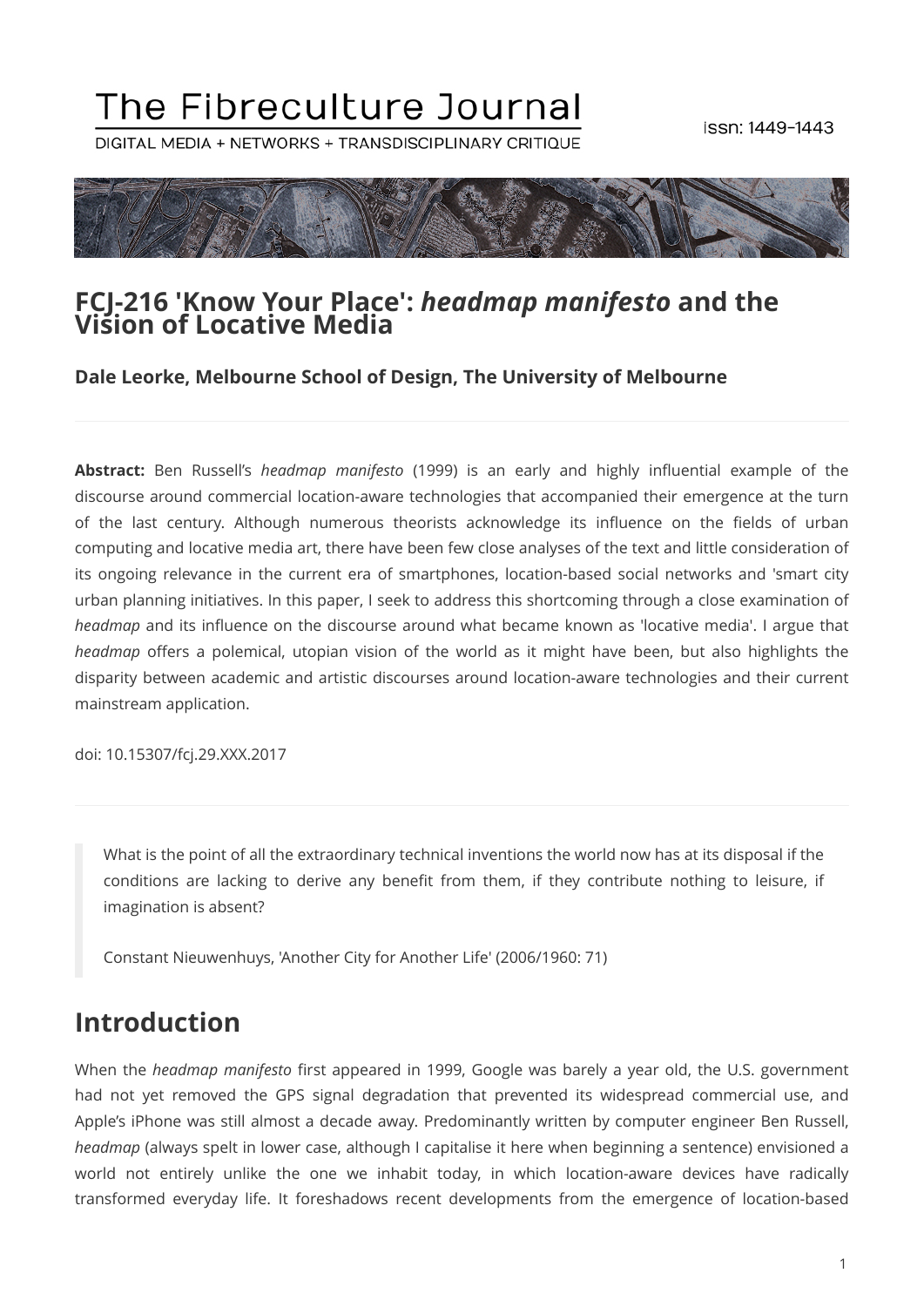# The Fibreculture Journal

DIGITAL MEDIA + NETWORKS + TRANSDISCIPLINARY CRITIQUE

issn: 1449-1443

## FCJ-216 'Know Your Place': *headmap manifesto* and the Vision of Locative Media

**Dale Leorke, Melbourne School of Design, The University of Melbourne**

---

**Abstract:** Ben Russell's *headmap manifesto* (1999) is an early and highly influential example of the discourse around commercial location-aware technologies that accompanied their emergence at the turn of the last century. Although numerous theorists acknowledge its influence on the fields of urban computing and locative media art, there have been few close analyses of the text and little consideration of its ongoing relevance in the current era of smartphones, location-based social networks and 'smart city urban planning initiatives. In this paper, I seek to address this shortcoming through a close examination of *headmap* and its influence on the discourse around what became known as 'locative media'. I argue that *headmap* offers a polemical, utopian vision of the world as it might have been, but also highlights the disparity between academic and artistic discourses around location-aware technologies and their current mainstream application.

doi: 10.15307/fcj.29.XXX.2017

---

> What is the point of all the extraordinary technical inventions the world now has at its disposal if the conditions are lacking to derive any benefit from them, if they contribute nothing to leisure, if imagination is absent?
>
> Constant Nieuwenhuys, 'Another City for Another Life' (2006/1960: 71)

## Introduction

When the *headmap manifesto* first appeared in 1999, Google was barely a year old, the U.S. government had not yet removed the GPS signal degradation that prevented its widespread commercial use, and Apple's iPhone was still almost a decade away. Predominantly written by computer engineer Ben Russell, *headmap* (always spelt in lower case, although I capitalise it here when beginning a sentence) envisioned a world not entirely unlike the one we inhabit today, in which location-aware devices have radically transformed everyday life. It foreshadows recent developments from the emergence of location-based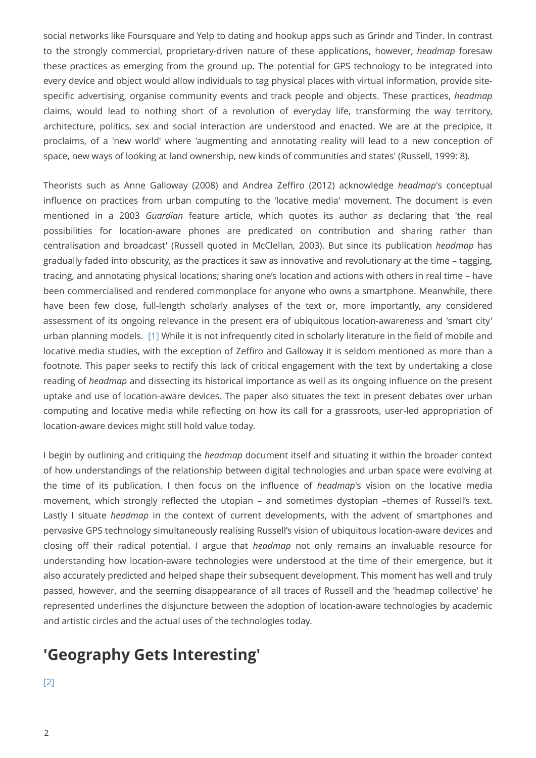social networks like Foursquare and Yelp to dating and hookup apps such as Grindr and Tinder. In contrast to the strongly commercial, proprietary-driven nature of these applications, however, *headmap* foresaw these practices as emerging from the ground up. The potential for GPS technology to be integrated into every device and object would allow individuals to tag physical places with virtual information, provide site-specific advertising, organise community events and track people and objects. These practices, *headmap* claims, would lead to nothing short of a revolution of everyday life, transforming the way territory, architecture, politics, sex and social interaction are understood and enacted. We are at the precipice, it proclaims, of a 'new world' where 'augmenting and annotating reality will lead to a new conception of space, new ways of looking at land ownership, new kinds of communities and states' (Russell, 1999: 8).

Theorists such as Anne Galloway (2008) and Andrea Zeffiro (2012) acknowledge *headmap*'s conceptual influence on practices from urban computing to the 'locative media' movement. The document is even mentioned in a 2003 *Guardian* feature article, which quotes its author as declaring that 'the real possibilities for location-aware phones are predicated on contribution and sharing rather than centralisation and broadcast' (Russell quoted in McClellan, 2003). But since its publication *headmap* has gradually faded into obscurity, as the practices it saw as innovative and revolutionary at the time – tagging, tracing, and annotating physical locations; sharing one's location and actions with others in real time – have been commercialised and rendered commonplace for anyone who owns a smartphone. Meanwhile, there have been few close, full-length scholarly analyses of the text or, more importantly, any considered assessment of its ongoing relevance in the present era of ubiquitous location-awareness and 'smart city' urban planning models. [1] While it is not infrequently cited in scholarly literature in the field of mobile and locative media studies, with the exception of Zeffiro and Galloway it is seldom mentioned as more than a footnote. This paper seeks to rectify this lack of critical engagement with the text by undertaking a close reading of *headmap* and dissecting its historical importance as well as its ongoing influence on the present uptake and use of location-aware devices. The paper also situates the text in present debates over urban computing and locative media while reflecting on how its call for a grassroots, user-led appropriation of location-aware devices might still hold value today.

I begin by outlining and critiquing the *headmap* document itself and situating it within the broader context of how understandings of the relationship between digital technologies and urban space were evolving at the time of its publication. I then focus on the influence of *headmap*'s vision on the locative media movement, which strongly reflected the utopian – and sometimes dystopian –themes of Russell's text. Lastly I situate *headmap* in the context of current developments, with the advent of smartphones and pervasive GPS technology simultaneously realising Russell's vision of ubiquitous location-aware devices and closing off their radical potential. I argue that *headmap* not only remains an invaluable resource for understanding how location-aware technologies were understood at the time of their emergence, but it also accurately predicted and helped shape their subsequent development. This moment has well and truly passed, however, and the seeming disappearance of all traces of Russell and the 'headmap collective' he represented underlines the disjuncture between the adoption of location-aware technologies by academic and artistic circles and the actual uses of the technologies today.

## 'Geography Gets Interesting'

[2]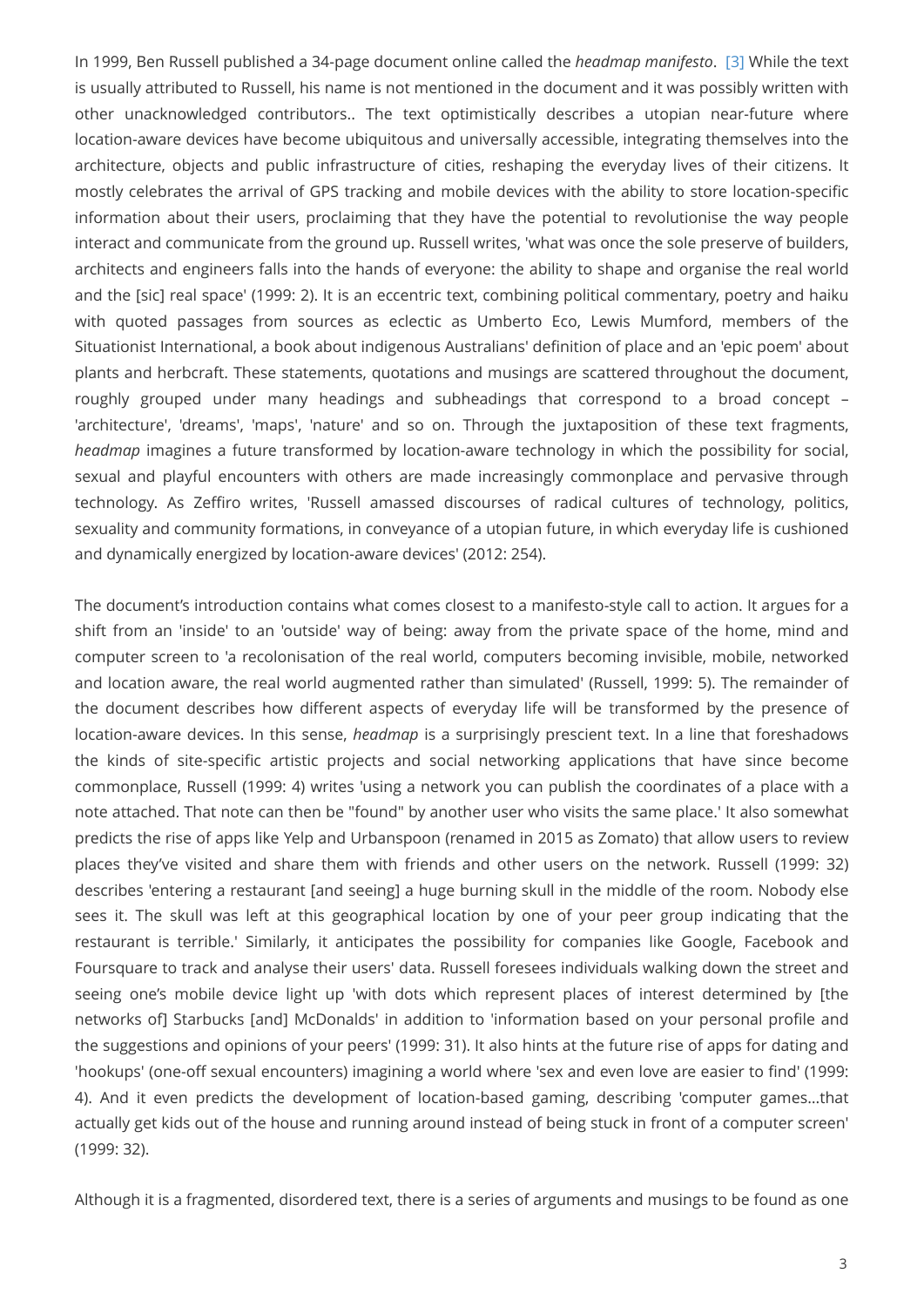In 1999, Ben Russell published a 34-page document online called the *headmap manifesto*. [3] While the text is usually attributed to Russell, his name is not mentioned in the document and it was possibly written with other unacknowledged contributors.. The text optimistically describes a utopian near-future where location-aware devices have become ubiquitous and universally accessible, integrating themselves into the architecture, objects and public infrastructure of cities, reshaping the everyday lives of their citizens. It mostly celebrates the arrival of GPS tracking and mobile devices with the ability to store location-specific information about their users, proclaiming that they have the potential to revolutionise the way people interact and communicate from the ground up. Russell writes, 'what was once the sole preserve of builders, architects and engineers falls into the hands of everyone: the ability to shape and organise the real world and the [sic] real space' (1999: 2). It is an eccentric text, combining political commentary, poetry and haiku with quoted passages from sources as eclectic as Umberto Eco, Lewis Mumford, members of the Situationist International, a book about indigenous Australians' definition of place and an 'epic poem' about plants and herbcraft. These statements, quotations and musings are scattered throughout the document, roughly grouped under many headings and subheadings that correspond to a broad concept – 'architecture', 'dreams', 'maps', 'nature' and so on. Through the juxtaposition of these text fragments, *headmap* imagines a future transformed by location-aware technology in which the possibility for social, sexual and playful encounters with others are made increasingly commonplace and pervasive through technology. As Zeffiro writes, 'Russell amassed discourses of radical cultures of technology, politics, sexuality and community formations, in conveyance of a utopian future, in which everyday life is cushioned and dynamically energized by location-aware devices' (2012: 254).

The document's introduction contains what comes closest to a manifesto-style call to action. It argues for a shift from an 'inside' to an 'outside' way of being: away from the private space of the home, mind and computer screen to 'a recolonisation of the real world, computers becoming invisible, mobile, networked and location aware, the real world augmented rather than simulated' (Russell, 1999: 5). The remainder of the document describes how different aspects of everyday life will be transformed by the presence of location-aware devices. In this sense, *headmap* is a surprisingly prescient text. In a line that foreshadows the kinds of site-specific artistic projects and social networking applications that have since become commonplace, Russell (1999: 4) writes 'using a network you can publish the coordinates of a place with a note attached. That note can then be "found" by another user who visits the same place.' It also somewhat predicts the rise of apps like Yelp and Urbanspoon (renamed in 2015 as Zomato) that allow users to review places they've visited and share them with friends and other users on the network. Russell (1999: 32) describes 'entering a restaurant [and seeing] a huge burning skull in the middle of the room. Nobody else sees it. The skull was left at this geographical location by one of your peer group indicating that the restaurant is terrible.' Similarly, it anticipates the possibility for companies like Google, Facebook and Foursquare to track and analyse their users' data. Russell foresees individuals walking down the street and seeing one's mobile device light up 'with dots which represent places of interest determined by [the networks of] Starbucks [and] McDonalds' in addition to 'information based on your personal profile and the suggestions and opinions of your peers' (1999: 31). It also hints at the future rise of apps for dating and 'hookups' (one-off sexual encounters) imagining a world where 'sex and even love are easier to find' (1999: 4). And it even predicts the development of location-based gaming, describing 'computer games...that actually get kids out of the house and running around instead of being stuck in front of a computer screen' (1999: 32).

Although it is a fragmented, disordered text, there is a series of arguments and musings to be found as one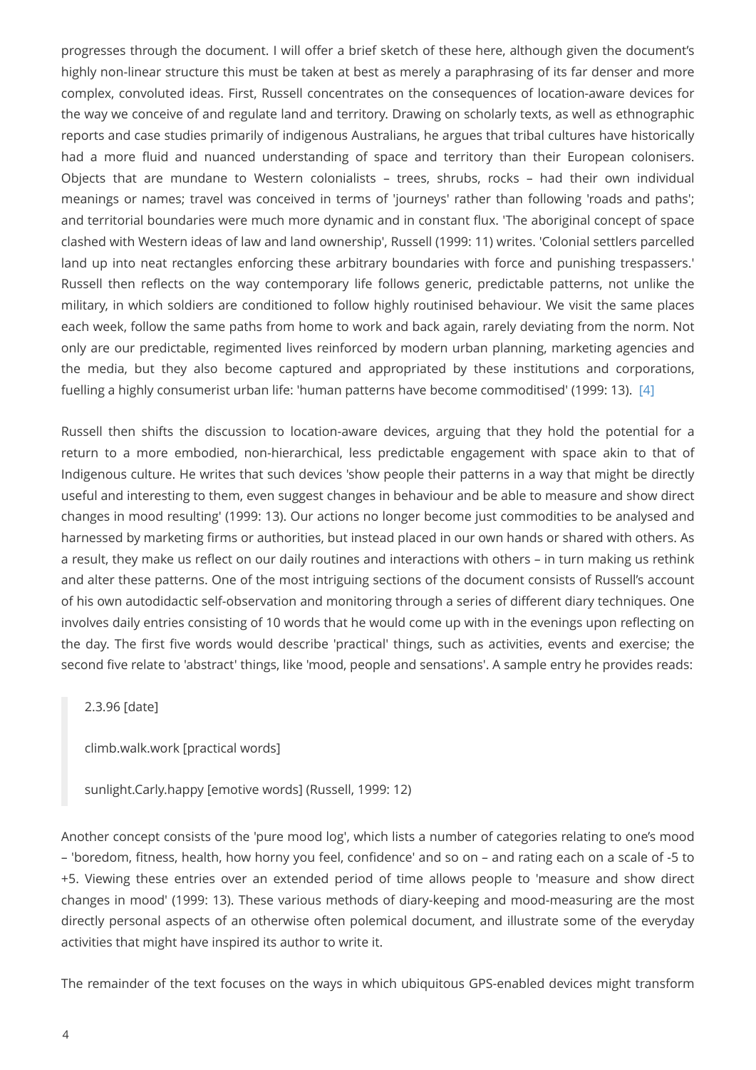progresses through the document. I will offer a brief sketch of these here, although given the document's highly non-linear structure this must be taken at best as merely a paraphrasing of its far denser and more complex, convoluted ideas. First, Russell concentrates on the consequences of location-aware devices for the way we conceive of and regulate land and territory. Drawing on scholarly texts, as well as ethnographic reports and case studies primarily of indigenous Australians, he argues that tribal cultures have historically had a more fluid and nuanced understanding of space and territory than their European colonisers. Objects that are mundane to Western colonialists – trees, shrubs, rocks – had their own individual meanings or names; travel was conceived in terms of 'journeys' rather than following 'roads and paths'; and territorial boundaries were much more dynamic and in constant flux. 'The aboriginal concept of space clashed with Western ideas of law and land ownership', Russell (1999: 11) writes. 'Colonial settlers parcelled land up into neat rectangles enforcing these arbitrary boundaries with force and punishing trespassers.' Russell then reflects on the way contemporary life follows generic, predictable patterns, not unlike the military, in which soldiers are conditioned to follow highly routinised behaviour. We visit the same places each week, follow the same paths from home to work and back again, rarely deviating from the norm. Not only are our predictable, regimented lives reinforced by modern urban planning, marketing agencies and the media, but they also become captured and appropriated by these institutions and corporations, fuelling a highly consumerist urban life: 'human patterns have become commoditised' (1999: 13). [4]

Russell then shifts the discussion to location-aware devices, arguing that they hold the potential for a return to a more embodied, non-hierarchical, less predictable engagement with space akin to that of Indigenous culture. He writes that such devices 'show people their patterns in a way that might be directly useful and interesting to them, even suggest changes in behaviour and be able to measure and show direct changes in mood resulting' (1999: 13). Our actions no longer become just commodities to be analysed and harnessed by marketing firms or authorities, but instead placed in our own hands or shared with others. As a result, they make us reflect on our daily routines and interactions with others – in turn making us rethink and alter these patterns. One of the most intriguing sections of the document consists of Russell's account of his own autodidactic self-observation and monitoring through a series of different diary techniques. One involves daily entries consisting of 10 words that he would come up with in the evenings upon reflecting on the day. The first five words would describe 'practical' things, such as activities, events and exercise; the second five relate to 'abstract' things, like 'mood, people and sensations'. A sample entry he provides reads:

> 2.3.96 [date]
>
> climb.walk.work [practical words]
>
> sunlight.Carly.happy [emotive words] (Russell, 1999: 12)

Another concept consists of the 'pure mood log', which lists a number of categories relating to one's mood – 'boredom, fitness, health, how horny you feel, confidence' and so on – and rating each on a scale of -5 to +5. Viewing these entries over an extended period of time allows people to 'measure and show direct changes in mood' (1999: 13). These various methods of diary-keeping and mood-measuring are the most directly personal aspects of an otherwise often polemical document, and illustrate some of the everyday activities that might have inspired its author to write it.

The remainder of the text focuses on the ways in which ubiquitous GPS-enabled devices might transform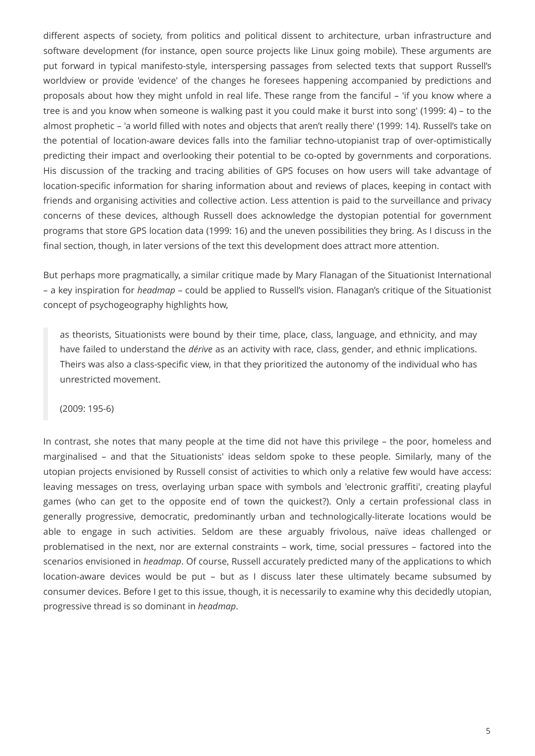different aspects of society, from politics and political dissent to architecture, urban infrastructure and software development (for instance, open source projects like Linux going mobile). These arguments are put forward in typical manifesto-style, interspersing passages from selected texts that support Russell's worldview or provide 'evidence' of the changes he foresees happening accompanied by predictions and proposals about how they might unfold in real life. These range from the fanciful – 'if you know where a tree is and you know when someone is walking past it you could make it burst into song' (1999: 4) – to the almost prophetic – 'a world filled with notes and objects that aren't really there' (1999: 14). Russell's take on the potential of location-aware devices falls into the familiar techno-utopianist trap of over-optimistically predicting their impact and overlooking their potential to be co-opted by governments and corporations. His discussion of the tracking and tracing abilities of GPS focuses on how users will take advantage of location-specific information for sharing information about and reviews of places, keeping in contact with friends and organising activities and collective action. Less attention is paid to the surveillance and privacy concerns of these devices, although Russell does acknowledge the dystopian potential for government programs that store GPS location data (1999: 16) and the uneven possibilities they bring. As I discuss in the final section, though, in later versions of the text this development does attract more attention.

But perhaps more pragmatically, a similar critique made by Mary Flanagan of the Situationist International – a key inspiration for *headmap* – could be applied to Russell's vision. Flanagan's critique of the Situationist concept of psychogeography highlights how,

> as theorists, Situationists were bound by their time, place, class, language, and ethnicity, and may have failed to understand the *dérive* as an activity with race, class, gender, and ethnic implications. Theirs was also a class-specific view, in that they prioritized the autonomy of the individual who has unrestricted movement.
>
> (2009: 195-6)

In contrast, she notes that many people at the time did not have this privilege – the poor, homeless and marginalised – and that the Situationists' ideas seldom spoke to these people. Similarly, many of the utopian projects envisioned by Russell consist of activities to which only a relative few would have access: leaving messages on tress, overlaying urban space with symbols and 'electronic graffiti', creating playful games (who can get to the opposite end of town the quickest?). Only a certain professional class in generally progressive, democratic, predominantly urban and technologically-literate locations would be able to engage in such activities. Seldom are these arguably frivolous, naïve ideas challenged or problematised in the next, nor are external constraints – work, time, social pressures – factored into the scenarios envisioned in *headmap*. Of course, Russell accurately predicted many of the applications to which location-aware devices would be put – but as I discuss later these ultimately became subsumed by consumer devices. Before I get to this issue, though, it is necessarily to examine why this decidedly utopian, progressive thread is so dominant in *headmap*.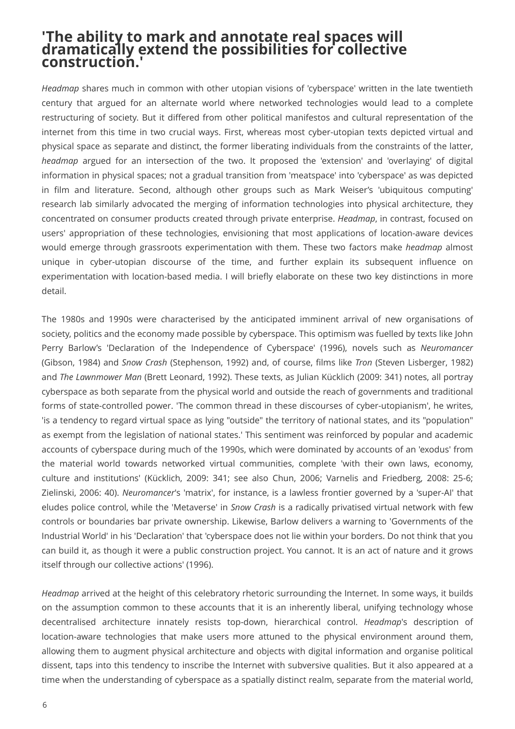## 'The ability to mark and annotate real spaces will dramatically extend the possibilities for collective construction.'

*Headmap* shares much in common with other utopian visions of 'cyberspace' written in the late twentieth century that argued for an alternate world where networked technologies would lead to a complete restructuring of society. But it differed from other political manifestos and cultural representation of the internet from this time in two crucial ways. First, whereas most cyber-utopian texts depicted virtual and physical space as separate and distinct, the former liberating individuals from the constraints of the latter, *headmap* argued for an intersection of the two. It proposed the 'extension' and 'overlaying' of digital information in physical spaces; not a gradual transition from 'meatspace' into 'cyberspace' as was depicted in film and literature. Second, although other groups such as Mark Weiser's 'ubiquitous computing' research lab similarly advocated the merging of information technologies into physical architecture, they concentrated on consumer products created through private enterprise. *Headmap*, in contrast, focused on users' appropriation of these technologies, envisioning that most applications of location-aware devices would emerge through grassroots experimentation with them. These two factors make *headmap* almost unique in cyber-utopian discourse of the time, and further explain its subsequent influence on experimentation with location-based media. I will briefly elaborate on these two key distinctions in more detail.

The 1980s and 1990s were characterised by the anticipated imminent arrival of new organisations of society, politics and the economy made possible by cyberspace. This optimism was fuelled by texts like John Perry Barlow's 'Declaration of the Independence of Cyberspace' (1996), novels such as *Neuromancer* (Gibson, 1984) and *Snow Crash* (Stephenson, 1992) and, of course, films like *Tron* (Steven Lisberger, 1982) and *The Lawnmower Man* (Brett Leonard, 1992). These texts, as Julian Kücklich (2009: 341) notes, all portray cyberspace as both separate from the physical world and outside the reach of governments and traditional forms of state-controlled power. 'The common thread in these discourses of cyber-utopianism', he writes, 'is a tendency to regard virtual space as lying "outside" the territory of national states, and its "population" as exempt from the legislation of national states.' This sentiment was reinforced by popular and academic accounts of cyberspace during much of the 1990s, which were dominated by accounts of an 'exodus' from the material world towards networked virtual communities, complete 'with their own laws, economy, culture and institutions' (Kücklich, 2009: 341; see also Chun, 2006; Varnelis and Friedberg, 2008: 25-6; Zielinski, 2006: 40). *Neuromancer*'s 'matrix', for instance, is a lawless frontier governed by a 'super-AI' that eludes police control, while the 'Metaverse' in *Snow Crash* is a radically privatised virtual network with few controls or boundaries bar private ownership. Likewise, Barlow delivers a warning to 'Governments of the Industrial World' in his 'Declaration' that 'cyberspace does not lie within your borders. Do not think that you can build it, as though it were a public construction project. You cannot. It is an act of nature and it grows itself through our collective actions' (1996).

*Headmap* arrived at the height of this celebratory rhetoric surrounding the Internet. In some ways, it builds on the assumption common to these accounts that it is an inherently liberal, unifying technology whose decentralised architecture innately resists top-down, hierarchical control. *Headmap*'s description of location-aware technologies that make users more attuned to the physical environment around them, allowing them to augment physical architecture and objects with digital information and organise political dissent, taps into this tendency to inscribe the Internet with subversive qualities. But it also appeared at a time when the understanding of cyberspace as a spatially distinct realm, separate from the material world,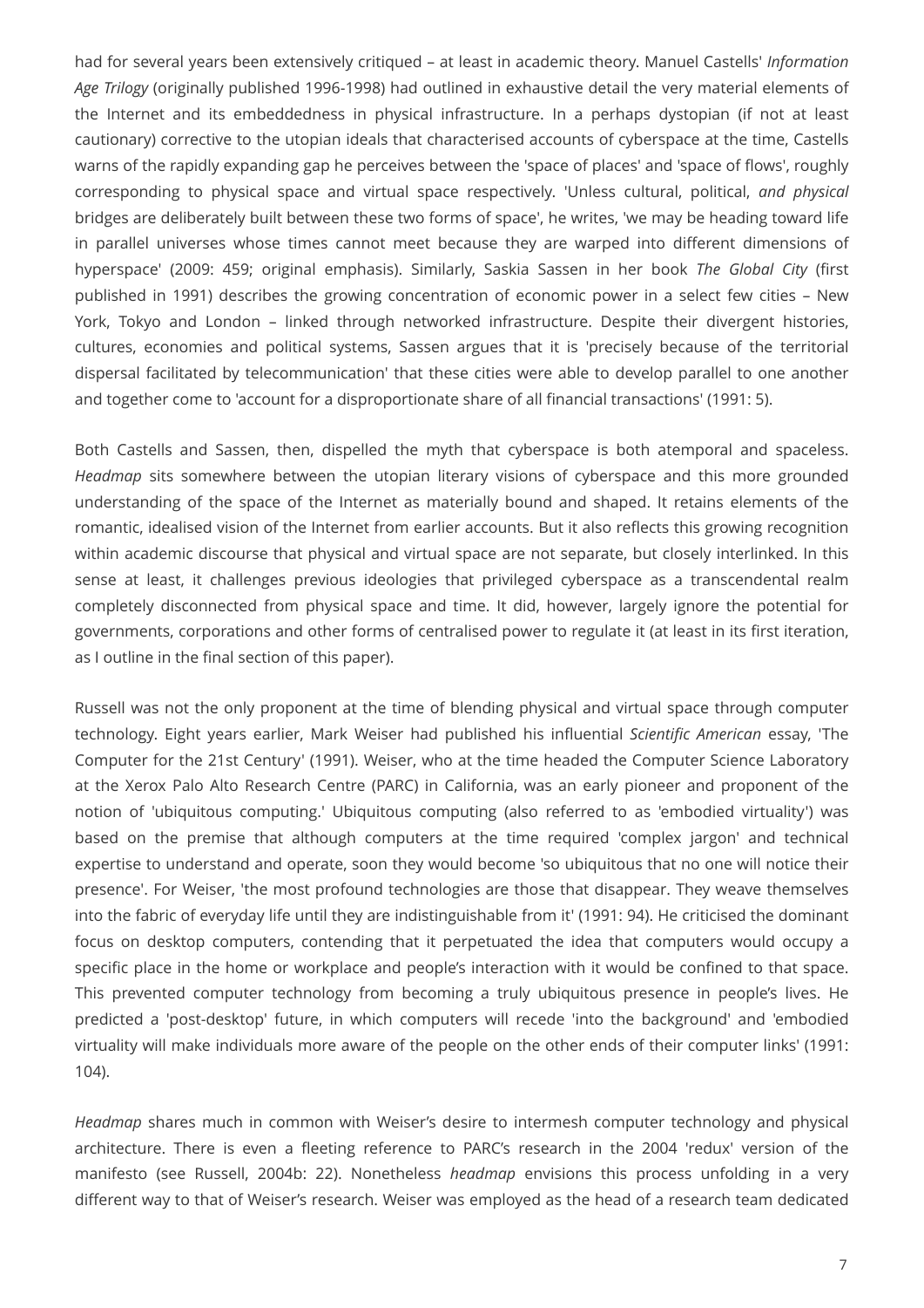had for several years been extensively critiqued – at least in academic theory. Manuel Castells' *Information Age Trilogy* (originally published 1996-1998) had outlined in exhaustive detail the very material elements of the Internet and its embeddedness in physical infrastructure. In a perhaps dystopian (if not at least cautionary) corrective to the utopian ideals that characterised accounts of cyberspace at the time, Castells warns of the rapidly expanding gap he perceives between the 'space of places' and 'space of flows', roughly corresponding to physical space and virtual space respectively. 'Unless cultural, political, *and physical* bridges are deliberately built between these two forms of space', he writes, 'we may be heading toward life in parallel universes whose times cannot meet because they are warped into different dimensions of hyperspace' (2009: 459; original emphasis). Similarly, Saskia Sassen in her book *The Global City* (first published in 1991) describes the growing concentration of economic power in a select few cities – New York, Tokyo and London – linked through networked infrastructure. Despite their divergent histories, cultures, economies and political systems, Sassen argues that it is 'precisely because of the territorial dispersal facilitated by telecommunication' that these cities were able to develop parallel to one another and together come to 'account for a disproportionate share of all financial transactions' (1991: 5).

Both Castells and Sassen, then, dispelled the myth that cyberspace is both atemporal and spaceless. *Headmap* sits somewhere between the utopian literary visions of cyberspace and this more grounded understanding of the space of the Internet as materially bound and shaped. It retains elements of the romantic, idealised vision of the Internet from earlier accounts. But it also reflects this growing recognition within academic discourse that physical and virtual space are not separate, but closely interlinked. In this sense at least, it challenges previous ideologies that privileged cyberspace as a transcendental realm completely disconnected from physical space and time. It did, however, largely ignore the potential for governments, corporations and other forms of centralised power to regulate it (at least in its first iteration, as I outline in the final section of this paper).

Russell was not the only proponent at the time of blending physical and virtual space through computer technology. Eight years earlier, Mark Weiser had published his influential *Scientific American* essay, 'The Computer for the 21st Century' (1991). Weiser, who at the time headed the Computer Science Laboratory at the Xerox Palo Alto Research Centre (PARC) in California, was an early pioneer and proponent of the notion of 'ubiquitous computing.' Ubiquitous computing (also referred to as 'embodied virtuality') was based on the premise that although computers at the time required 'complex jargon' and technical expertise to understand and operate, soon they would become 'so ubiquitous that no one will notice their presence'. For Weiser, 'the most profound technologies are those that disappear. They weave themselves into the fabric of everyday life until they are indistinguishable from it' (1991: 94). He criticised the dominant focus on desktop computers, contending that it perpetuated the idea that computers would occupy a specific place in the home or workplace and people's interaction with it would be confined to that space. This prevented computer technology from becoming a truly ubiquitous presence in people's lives. He predicted a 'post-desktop' future, in which computers will recede 'into the background' and 'embodied virtuality will make individuals more aware of the people on the other ends of their computer links' (1991: 104).

*Headmap* shares much in common with Weiser's desire to intermesh computer technology and physical architecture. There is even a fleeting reference to PARC's research in the 2004 'redux' version of the manifesto (see Russell, 2004b: 22). Nonetheless *headmap* envisions this process unfolding in a very different way to that of Weiser's research. Weiser was employed as the head of a research team dedicated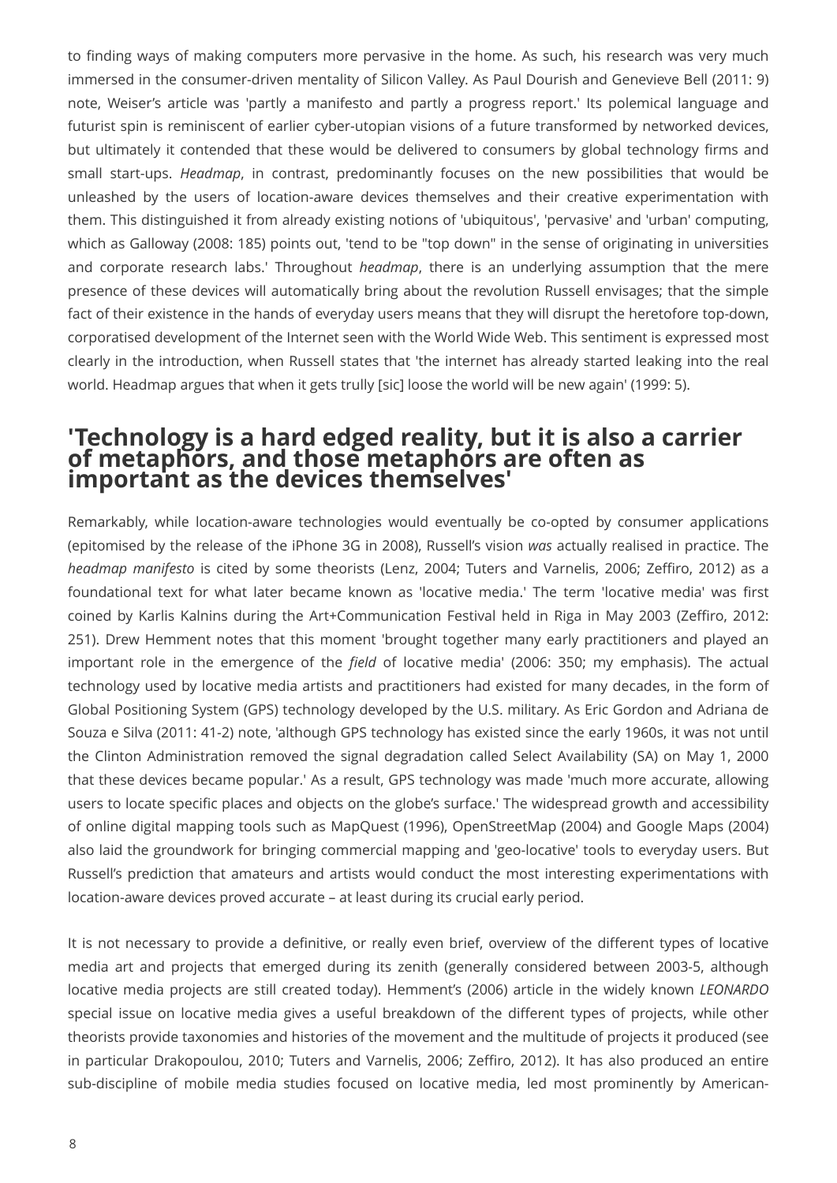to finding ways of making computers more pervasive in the home. As such, his research was very much immersed in the consumer-driven mentality of Silicon Valley. As Paul Dourish and Genevieve Bell (2011: 9) note, Weiser's article was 'partly a manifesto and partly a progress report.' Its polemical language and futurist spin is reminiscent of earlier cyber-utopian visions of a future transformed by networked devices, but ultimately it contended that these would be delivered to consumers by global technology firms and small start-ups. *Headmap*, in contrast, predominantly focuses on the new possibilities that would be unleashed by the users of location-aware devices themselves and their creative experimentation with them. This distinguished it from already existing notions of 'ubiquitous', 'pervasive' and 'urban' computing, which as Galloway (2008: 185) points out, 'tend to be "top down" in the sense of originating in universities and corporate research labs.' Throughout *headmap*, there is an underlying assumption that the mere presence of these devices will automatically bring about the revolution Russell envisages; that the simple fact of their existence in the hands of everyday users means that they will disrupt the heretofore top-down, corporatised development of the Internet seen with the World Wide Web. This sentiment is expressed most clearly in the introduction, when Russell states that 'the internet has already started leaking into the real world. Headmap argues that when it gets trully [sic] loose the world will be new again' (1999: 5).

## 'Technology is a hard edged reality, but it is also a carrier of metaphors, and those metaphors are often as important as the devices themselves'

Remarkably, while location-aware technologies would eventually be co-opted by consumer applications (epitomised by the release of the iPhone 3G in 2008), Russell's vision *was* actually realised in practice. The *headmap manifesto* is cited by some theorists (Lenz, 2004; Tuters and Varnelis, 2006; Zeffiro, 2012) as a foundational text for what later became known as 'locative media.' The term 'locative media' was first coined by Karlis Kalnins during the Art+Communication Festival held in Riga in May 2003 (Zeffiro, 2012: 251). Drew Hemment notes that this moment 'brought together many early practitioners and played an important role in the emergence of the *field* of locative media' (2006: 350; my emphasis). The actual technology used by locative media artists and practitioners had existed for many decades, in the form of Global Positioning System (GPS) technology developed by the U.S. military. As Eric Gordon and Adriana de Souza e Silva (2011: 41-2) note, 'although GPS technology has existed since the early 1960s, it was not until the Clinton Administration removed the signal degradation called Select Availability (SA) on May 1, 2000 that these devices became popular.' As a result, GPS technology was made 'much more accurate, allowing users to locate specific places and objects on the globe's surface.' The widespread growth and accessibility of online digital mapping tools such as MapQuest (1996), OpenStreetMap (2004) and Google Maps (2004) also laid the groundwork for bringing commercial mapping and 'geo-locative' tools to everyday users. But Russell's prediction that amateurs and artists would conduct the most interesting experimentations with location-aware devices proved accurate – at least during its crucial early period.

It is not necessary to provide a definitive, or really even brief, overview of the different types of locative media art and projects that emerged during its zenith (generally considered between 2003-5, although locative media projects are still created today). Hemment's (2006) article in the widely known *LEONARDO* special issue on locative media gives a useful breakdown of the different types of projects, while other theorists provide taxonomies and histories of the movement and the multitude of projects it produced (see in particular Drakopoulou, 2010; Tuters and Varnelis, 2006; Zeffiro, 2012). It has also produced an entire sub-discipline of mobile media studies focused on locative media, led most prominently by American-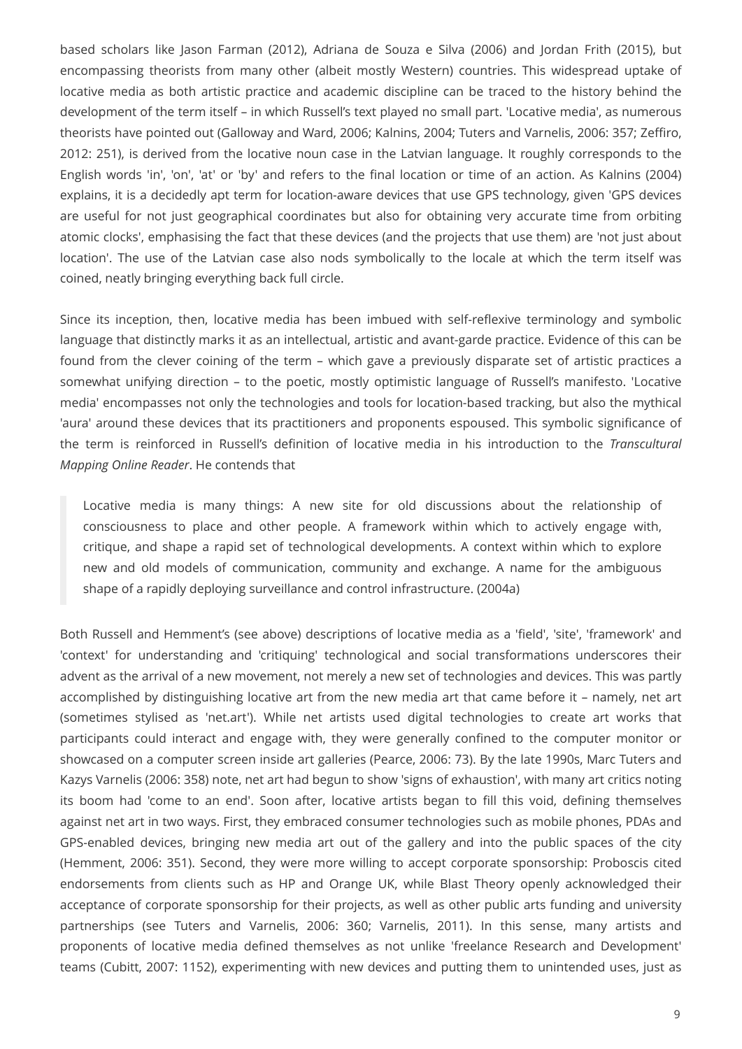based scholars like Jason Farman (2012), Adriana de Souza e Silva (2006) and Jordan Frith (2015), but encompassing theorists from many other (albeit mostly Western) countries. This widespread uptake of locative media as both artistic practice and academic discipline can be traced to the history behind the development of the term itself – in which Russell's text played no small part. 'Locative media', as numerous theorists have pointed out (Galloway and Ward, 2006; Kalnins, 2004; Tuters and Varnelis, 2006: 357; Zeffiro, 2012: 251), is derived from the locative noun case in the Latvian language. It roughly corresponds to the English words 'in', 'on', 'at' or 'by' and refers to the final location or time of an action. As Kalnins (2004) explains, it is a decidedly apt term for location-aware devices that use GPS technology, given 'GPS devices are useful for not just geographical coordinates but also for obtaining very accurate time from orbiting atomic clocks', emphasising the fact that these devices (and the projects that use them) are 'not just about location'. The use of the Latvian case also nods symbolically to the locale at which the term itself was coined, neatly bringing everything back full circle.

Since its inception, then, locative media has been imbued with self-reflexive terminology and symbolic language that distinctly marks it as an intellectual, artistic and avant-garde practice. Evidence of this can be found from the clever coining of the term – which gave a previously disparate set of artistic practices a somewhat unifying direction – to the poetic, mostly optimistic language of Russell's manifesto. 'Locative media' encompasses not only the technologies and tools for location-based tracking, but also the mythical 'aura' around these devices that its practitioners and proponents espoused. This symbolic significance of the term is reinforced in Russell's definition of locative media in his introduction to the *Transcultural Mapping Online Reader*. He contends that

> Locative media is many things: A new site for old discussions about the relationship of consciousness to place and other people. A framework within which to actively engage with, critique, and shape a rapid set of technological developments. A context within which to explore new and old models of communication, community and exchange. A name for the ambiguous shape of a rapidly deploying surveillance and control infrastructure. (2004a)

Both Russell and Hemment's (see above) descriptions of locative media as a 'field', 'site', 'framework' and 'context' for understanding and 'critiquing' technological and social transformations underscores their advent as the arrival of a new movement, not merely a new set of technologies and devices. This was partly accomplished by distinguishing locative art from the new media art that came before it – namely, net art (sometimes stylised as 'net.art'). While net artists used digital technologies to create art works that participants could interact and engage with, they were generally confined to the computer monitor or showcased on a computer screen inside art galleries (Pearce, 2006: 73). By the late 1990s, Marc Tuters and Kazys Varnelis (2006: 358) note, net art had begun to show 'signs of exhaustion', with many art critics noting its boom had 'come to an end'. Soon after, locative artists began to fill this void, defining themselves against net art in two ways. First, they embraced consumer technologies such as mobile phones, PDAs and GPS-enabled devices, bringing new media art out of the gallery and into the public spaces of the city (Hemment, 2006: 351). Second, they were more willing to accept corporate sponsorship: Proboscis cited endorsements from clients such as HP and Orange UK, while Blast Theory openly acknowledged their acceptance of corporate sponsorship for their projects, as well as other public arts funding and university partnerships (see Tuters and Varnelis, 2006: 360; Varnelis, 2011). In this sense, many artists and proponents of locative media defined themselves as not unlike 'freelance Research and Development' teams (Cubitt, 2007: 1152), experimenting with new devices and putting them to unintended uses, just as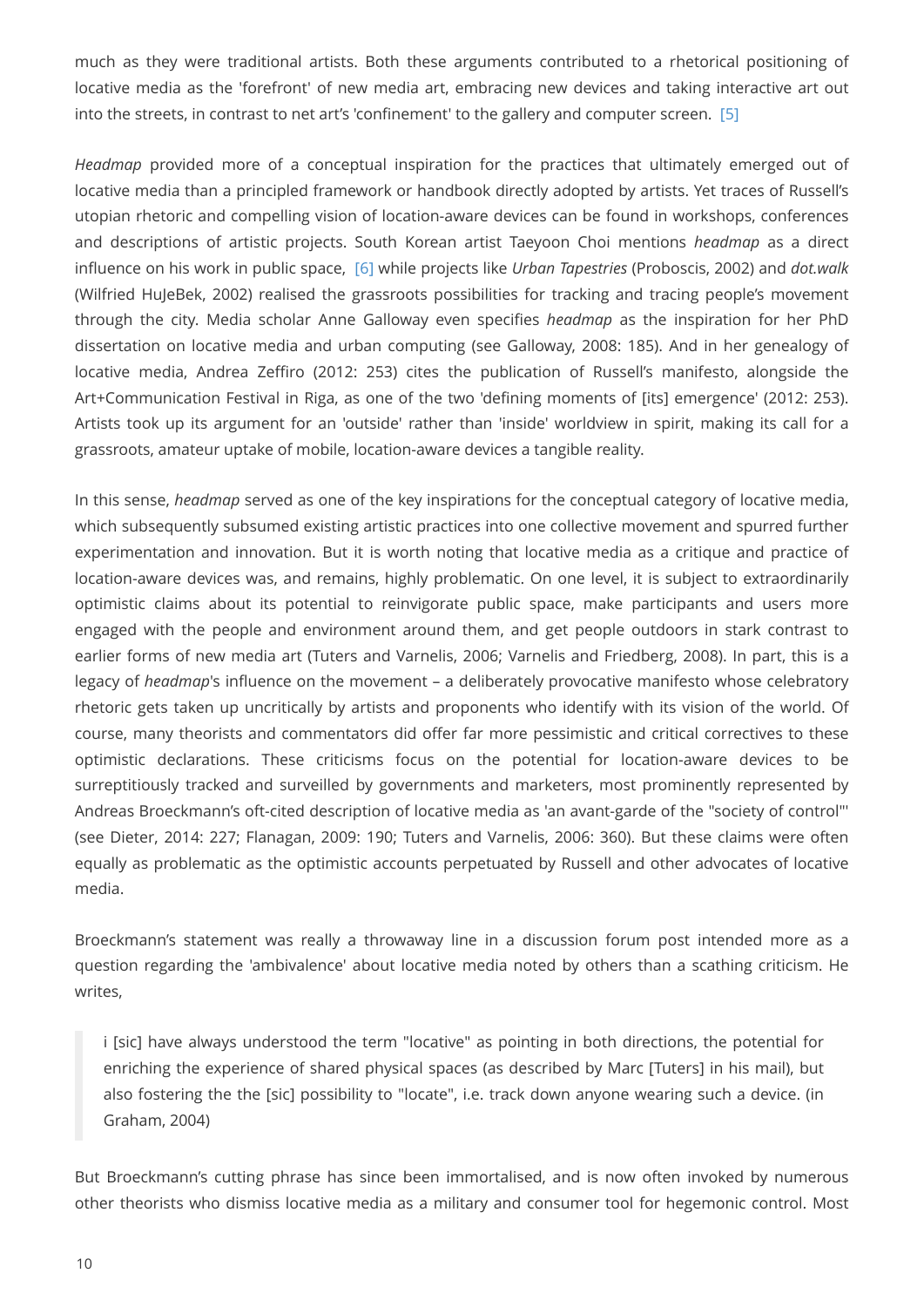much as they were traditional artists. Both these arguments contributed to a rhetorical positioning of locative media as the 'forefront' of new media art, embracing new devices and taking interactive art out into the streets, in contrast to net art's 'confinement' to the gallery and computer screen. [5]

*Headmap* provided more of a conceptual inspiration for the practices that ultimately emerged out of locative media than a principled framework or handbook directly adopted by artists. Yet traces of Russell's utopian rhetoric and compelling vision of location-aware devices can be found in workshops, conferences and descriptions of artistic projects. South Korean artist Taeyoon Choi mentions *headmap* as a direct influence on his work in public space, [6] while projects like *Urban Tapestries* (Proboscis, 2002) and *dot.walk* (Wilfried HuJeBek, 2002) realised the grassroots possibilities for tracking and tracing people's movement through the city. Media scholar Anne Galloway even specifies *headmap* as the inspiration for her PhD dissertation on locative media and urban computing (see Galloway, 2008: 185). And in her genealogy of locative media, Andrea Zeffiro (2012: 253) cites the publication of Russell's manifesto, alongside the Art+Communication Festival in Riga, as one of the two 'defining moments of [its] emergence' (2012: 253). Artists took up its argument for an 'outside' rather than 'inside' worldview in spirit, making its call for a grassroots, amateur uptake of mobile, location-aware devices a tangible reality.

In this sense, *headmap* served as one of the key inspirations for the conceptual category of locative media, which subsequently subsumed existing artistic practices into one collective movement and spurred further experimentation and innovation. But it is worth noting that locative media as a critique and practice of location-aware devices was, and remains, highly problematic. On one level, it is subject to extraordinarily optimistic claims about its potential to reinvigorate public space, make participants and users more engaged with the people and environment around them, and get people outdoors in stark contrast to earlier forms of new media art (Tuters and Varnelis, 2006; Varnelis and Friedberg, 2008). In part, this is a legacy of *headmap*'s influence on the movement – a deliberately provocative manifesto whose celebratory rhetoric gets taken up uncritically by artists and proponents who identify with its vision of the world. Of course, many theorists and commentators did offer far more pessimistic and critical correctives to these optimistic declarations. These criticisms focus on the potential for location-aware devices to be surreptitiously tracked and surveilled by governments and marketers, most prominently represented by Andreas Broeckmann's oft-cited description of locative media as 'an avant-garde of the "society of control"' (see Dieter, 2014: 227; Flanagan, 2009: 190; Tuters and Varnelis, 2006: 360). But these claims were often equally as problematic as the optimistic accounts perpetuated by Russell and other advocates of locative media.

Broeckmann's statement was really a throwaway line in a discussion forum post intended more as a question regarding the 'ambivalence' about locative media noted by others than a scathing criticism. He writes,

> i [sic] have always understood the term "locative" as pointing in both directions, the potential for enriching the experience of shared physical spaces (as described by Marc [Tuters] in his mail), but also fostering the the [sic] possibility to "locate", i.e. track down anyone wearing such a device. (in Graham, 2004)

But Broeckmann's cutting phrase has since been immortalised, and is now often invoked by numerous other theorists who dismiss locative media as a military and consumer tool for hegemonic control. Most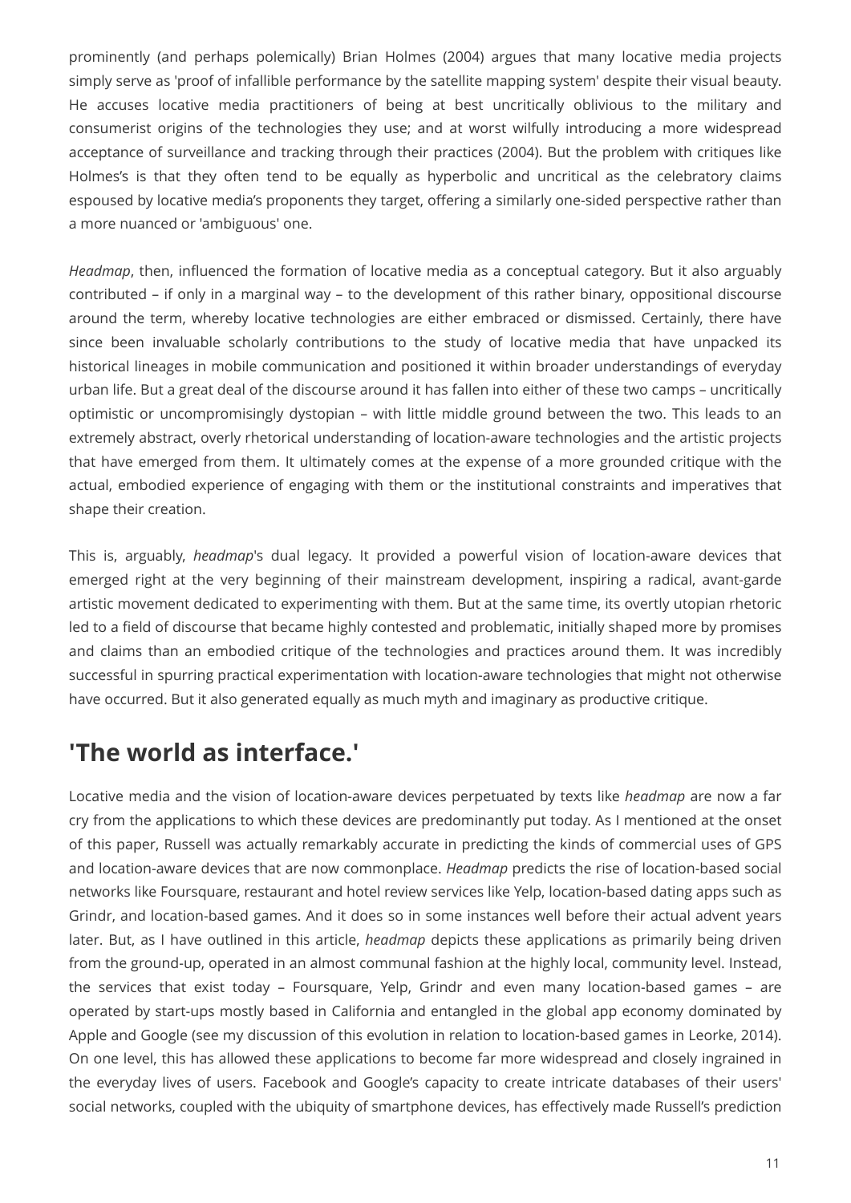prominently (and perhaps polemically) Brian Holmes (2004) argues that many locative media projects simply serve as 'proof of infallible performance by the satellite mapping system' despite their visual beauty. He accuses locative media practitioners of being at best uncritically oblivious to the military and consumerist origins of the technologies they use; and at worst wilfully introducing a more widespread acceptance of surveillance and tracking through their practices (2004). But the problem with critiques like Holmes's is that they often tend to be equally as hyperbolic and uncritical as the celebratory claims espoused by locative media's proponents they target, offering a similarly one-sided perspective rather than a more nuanced or 'ambiguous' one.

*Headmap*, then, influenced the formation of locative media as a conceptual category. But it also arguably contributed – if only in a marginal way – to the development of this rather binary, oppositional discourse around the term, whereby locative technologies are either embraced or dismissed. Certainly, there have since been invaluable scholarly contributions to the study of locative media that have unpacked its historical lineages in mobile communication and positioned it within broader understandings of everyday urban life. But a great deal of the discourse around it has fallen into either of these two camps – uncritically optimistic or uncompromisingly dystopian – with little middle ground between the two. This leads to an extremely abstract, overly rhetorical understanding of location-aware technologies and the artistic projects that have emerged from them. It ultimately comes at the expense of a more grounded critique with the actual, embodied experience of engaging with them or the institutional constraints and imperatives that shape their creation.

This is, arguably, *headmap*'s dual legacy. It provided a powerful vision of location-aware devices that emerged right at the very beginning of their mainstream development, inspiring a radical, avant-garde artistic movement dedicated to experimenting with them. But at the same time, its overtly utopian rhetoric led to a field of discourse that became highly contested and problematic, initially shaped more by promises and claims than an embodied critique of the technologies and practices around them. It was incredibly successful in spurring practical experimentation with location-aware technologies that might not otherwise have occurred. But it also generated equally as much myth and imaginary as productive critique.

## 'The world as interface.'

Locative media and the vision of location-aware devices perpetuated by texts like *headmap* are now a far cry from the applications to which these devices are predominantly put today. As I mentioned at the onset of this paper, Russell was actually remarkably accurate in predicting the kinds of commercial uses of GPS and location-aware devices that are now commonplace. *Headmap* predicts the rise of location-based social networks like Foursquare, restaurant and hotel review services like Yelp, location-based dating apps such as Grindr, and location-based games. And it does so in some instances well before their actual advent years later. But, as I have outlined in this article, *headmap* depicts these applications as primarily being driven from the ground-up, operated in an almost communal fashion at the highly local, community level. Instead, the services that exist today – Foursquare, Yelp, Grindr and even many location-based games – are operated by start-ups mostly based in California and entangled in the global app economy dominated by Apple and Google (see my discussion of this evolution in relation to location-based games in Leorke, 2014). On one level, this has allowed these applications to become far more widespread and closely ingrained in the everyday lives of users. Facebook and Google's capacity to create intricate databases of their users' social networks, coupled with the ubiquity of smartphone devices, has effectively made Russell's prediction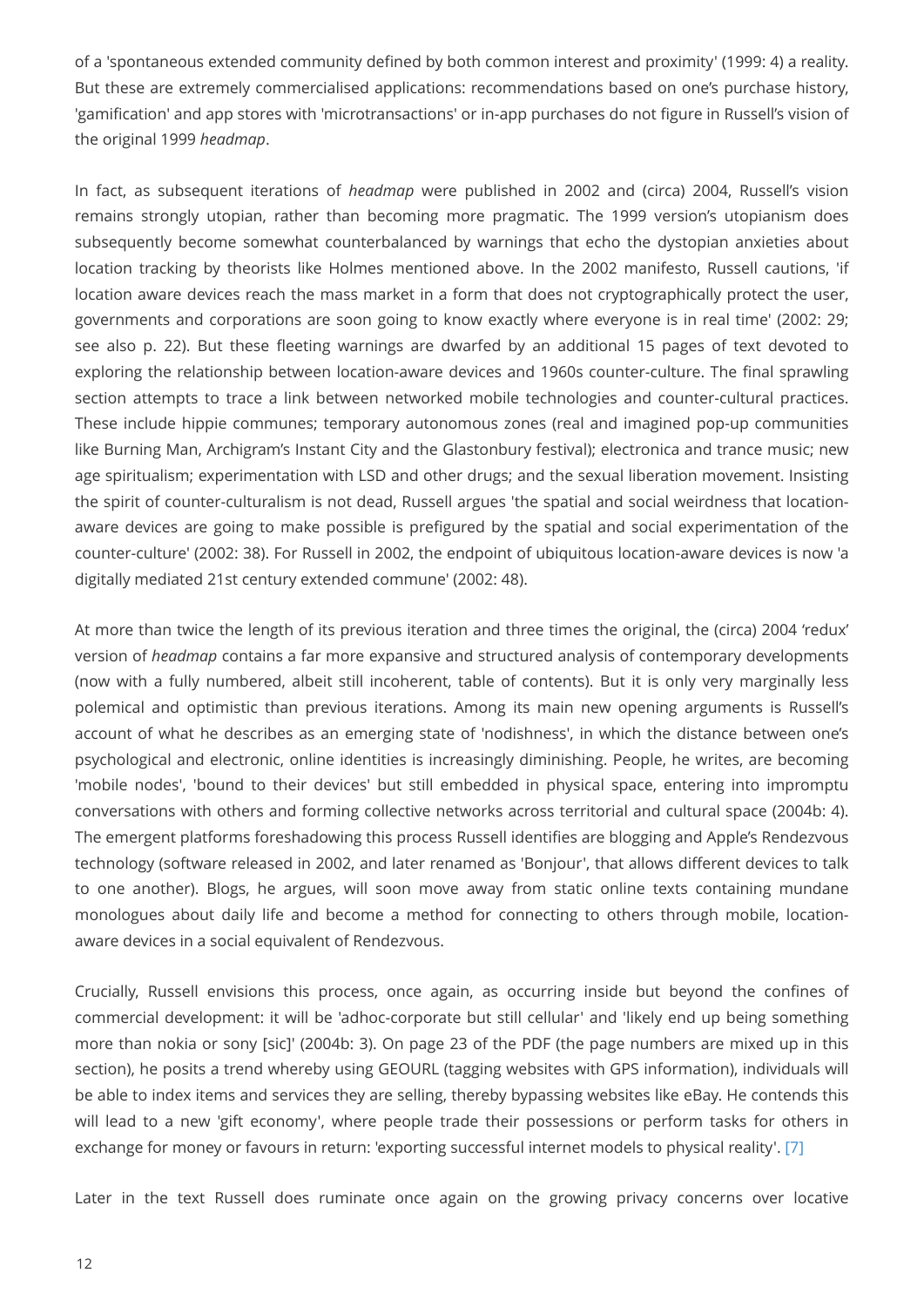of a 'spontaneous extended community defined by both common interest and proximity' (1999: 4) a reality. But these are extremely commercialised applications: recommendations based on one's purchase history, 'gamification' and app stores with 'microtransactions' or in-app purchases do not figure in Russell's vision of the original 1999 *headmap*.

In fact, as subsequent iterations of *headmap* were published in 2002 and (circa) 2004, Russell's vision remains strongly utopian, rather than becoming more pragmatic. The 1999 version's utopianism does subsequently become somewhat counterbalanced by warnings that echo the dystopian anxieties about location tracking by theorists like Holmes mentioned above. In the 2002 manifesto, Russell cautions, 'if location aware devices reach the mass market in a form that does not cryptographically protect the user, governments and corporations are soon going to know exactly where everyone is in real time' (2002: 29; see also p. 22). But these fleeting warnings are dwarfed by an additional 15 pages of text devoted to exploring the relationship between location-aware devices and 1960s counter-culture. The final sprawling section attempts to trace a link between networked mobile technologies and counter-cultural practices. These include hippie communes; temporary autonomous zones (real and imagined pop-up communities like Burning Man, Archigram's Instant City and the Glastonbury festival); electronica and trance music; new age spiritualism; experimentation with LSD and other drugs; and the sexual liberation movement. Insisting the spirit of counter-culturalism is not dead, Russell argues 'the spatial and social weirdness that location-aware devices are going to make possible is prefigured by the spatial and social experimentation of the counter-culture' (2002: 38). For Russell in 2002, the endpoint of ubiquitous location-aware devices is now 'a digitally mediated 21st century extended commune' (2002: 48).

At more than twice the length of its previous iteration and three times the original, the (circa) 2004 'redux' version of *headmap* contains a far more expansive and structured analysis of contemporary developments (now with a fully numbered, albeit still incoherent, table of contents). But it is only very marginally less polemical and optimistic than previous iterations. Among its main new opening arguments is Russell's account of what he describes as an emerging state of 'nodishness', in which the distance between one's psychological and electronic, online identities is increasingly diminishing. People, he writes, are becoming 'mobile nodes', 'bound to their devices' but still embedded in physical space, entering into impromptu conversations with others and forming collective networks across territorial and cultural space (2004b: 4). The emergent platforms foreshadowing this process Russell identifies are blogging and Apple's Rendezvous technology (software released in 2002, and later renamed as 'Bonjour', that allows different devices to talk to one another). Blogs, he argues, will soon move away from static online texts containing mundane monologues about daily life and become a method for connecting to others through mobile, location-aware devices in a social equivalent of Rendezvous.

Crucially, Russell envisions this process, once again, as occurring inside but beyond the confines of commercial development: it will be 'adhoc-corporate but still cellular' and 'likely end up being something more than nokia or sony [sic]' (2004b: 3). On page 23 of the PDF (the page numbers are mixed up in this section), he posits a trend whereby using GEOURL (tagging websites with GPS information), individuals will be able to index items and services they are selling, thereby bypassing websites like eBay. He contends this will lead to a new 'gift economy', where people trade their possessions or perform tasks for others in exchange for money or favours in return: 'exporting successful internet models to physical reality'. [7]

Later in the text Russell does ruminate once again on the growing privacy concerns over locative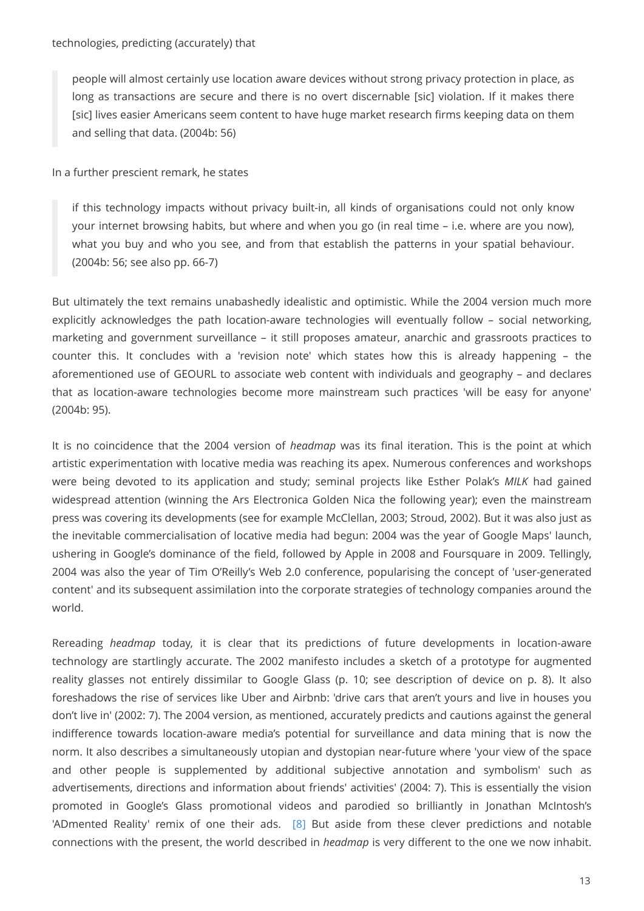technologies, predicting (accurately) that

> people will almost certainly use location aware devices without strong privacy protection in place, as long as transactions are secure and there is no overt discernable [sic] violation. If it makes there [sic] lives easier Americans seem content to have huge market research firms keeping data on them and selling that data. (2004b: 56)

In a further prescient remark, he states

> if this technology impacts without privacy built-in, all kinds of organisations could not only know your internet browsing habits, but where and when you go (in real time – i.e. where are you now), what you buy and who you see, and from that establish the patterns in your spatial behaviour. (2004b: 56; see also pp. 66-7)

But ultimately the text remains unabashedly idealistic and optimistic. While the 2004 version much more explicitly acknowledges the path location-aware technologies will eventually follow – social networking, marketing and government surveillance – it still proposes amateur, anarchic and grassroots practices to counter this. It concludes with a 'revision note' which states how this is already happening – the aforementioned use of GEOURL to associate web content with individuals and geography – and declares that as location-aware technologies become more mainstream such practices 'will be easy for anyone' (2004b: 95).

It is no coincidence that the 2004 version of *headmap* was its final iteration. This is the point at which artistic experimentation with locative media was reaching its apex. Numerous conferences and workshops were being devoted to its application and study; seminal projects like Esther Polak's *MILK* had gained widespread attention (winning the Ars Electronica Golden Nica the following year); even the mainstream press was covering its developments (see for example McClellan, 2003; Stroud, 2002). But it was also just as the inevitable commercialisation of locative media had begun: 2004 was the year of Google Maps' launch, ushering in Google's dominance of the field, followed by Apple in 2008 and Foursquare in 2009. Tellingly, 2004 was also the year of Tim O'Reilly's Web 2.0 conference, popularising the concept of 'user-generated content' and its subsequent assimilation into the corporate strategies of technology companies around the world.

Rereading *headmap* today, it is clear that its predictions of future developments in location-aware technology are startlingly accurate. The 2002 manifesto includes a sketch of a prototype for augmented reality glasses not entirely dissimilar to Google Glass (p. 10; see description of device on p. 8). It also foreshadows the rise of services like Uber and Airbnb: 'drive cars that aren't yours and live in houses you don't live in' (2002: 7). The 2004 version, as mentioned, accurately predicts and cautions against the general indifference towards location-aware media's potential for surveillance and data mining that is now the norm. It also describes a simultaneously utopian and dystopian near-future where 'your view of the space and other people is supplemented by additional subjective annotation and symbolism' such as advertisements, directions and information about friends' activities' (2004: 7). This is essentially the vision promoted in Google's Glass promotional videos and parodied so brilliantly in Jonathan McIntosh's 'ADmented Reality' remix of one their ads. [8] But aside from these clever predictions and notable connections with the present, the world described in *headmap* is very different to the one we now inhabit.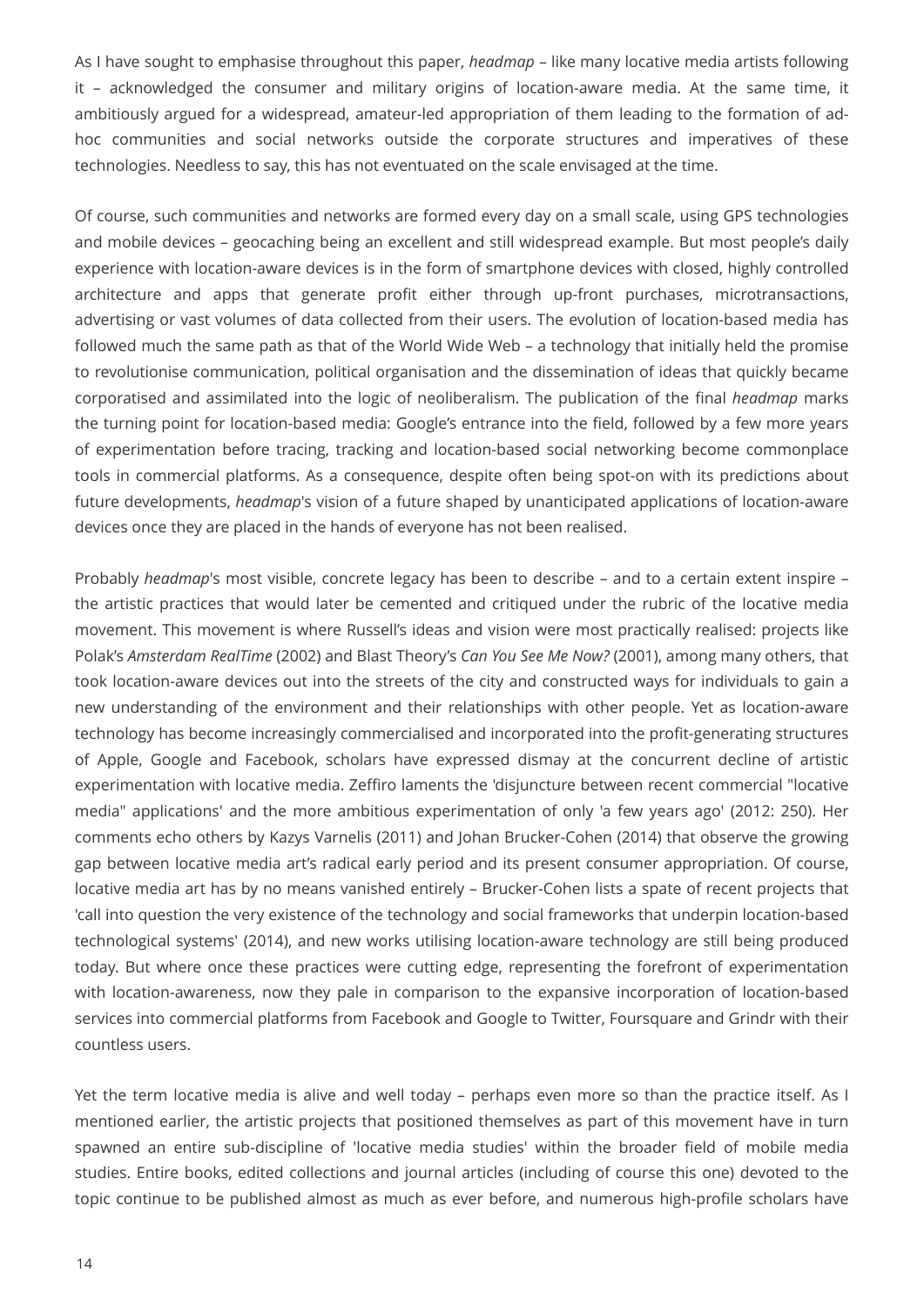As I have sought to emphasise throughout this paper, *headmap* – like many locative media artists following it – acknowledged the consumer and military origins of location-aware media. At the same time, it ambitiously argued for a widespread, amateur-led appropriation of them leading to the formation of ad-hoc communities and social networks outside the corporate structures and imperatives of these technologies. Needless to say, this has not eventuated on the scale envisaged at the time.

Of course, such communities and networks are formed every day on a small scale, using GPS technologies and mobile devices – geocaching being an excellent and still widespread example. But most people's daily experience with location-aware devices is in the form of smartphone devices with closed, highly controlled architecture and apps that generate profit either through up-front purchases, microtransactions, advertising or vast volumes of data collected from their users. The evolution of location-based media has followed much the same path as that of the World Wide Web – a technology that initially held the promise to revolutionise communication, political organisation and the dissemination of ideas that quickly became corporatised and assimilated into the logic of neoliberalism. The publication of the final *headmap* marks the turning point for location-based media: Google's entrance into the field, followed by a few more years of experimentation before tracing, tracking and location-based social networking become commonplace tools in commercial platforms. As a consequence, despite often being spot-on with its predictions about future developments, *headmap*'s vision of a future shaped by unanticipated applications of location-aware devices once they are placed in the hands of everyone has not been realised.

Probably *headmap*'s most visible, concrete legacy has been to describe – and to a certain extent inspire – the artistic practices that would later be cemented and critiqued under the rubric of the locative media movement. This movement is where Russell's ideas and vision were most practically realised: projects like Polak's *Amsterdam RealTime* (2002) and Blast Theory's *Can You See Me Now?* (2001), among many others, that took location-aware devices out into the streets of the city and constructed ways for individuals to gain a new understanding of the environment and their relationships with other people. Yet as location-aware technology has become increasingly commercialised and incorporated into the profit-generating structures of Apple, Google and Facebook, scholars have expressed dismay at the concurrent decline of artistic experimentation with locative media. Zeffiro laments the 'disjuncture between recent commercial "locative media" applications' and the more ambitious experimentation of only 'a few years ago' (2012: 250). Her comments echo others by Kazys Varnelis (2011) and Johan Brucker-Cohen (2014) that observe the growing gap between locative media art's radical early period and its present consumer appropriation. Of course, locative media art has by no means vanished entirely – Brucker-Cohen lists a spate of recent projects that 'call into question the very existence of the technology and social frameworks that underpin location-based technological systems' (2014), and new works utilising location-aware technology are still being produced today. But where once these practices were cutting edge, representing the forefront of experimentation with location-awareness, now they pale in comparison to the expansive incorporation of location-based services into commercial platforms from Facebook and Google to Twitter, Foursquare and Grindr with their countless users.

Yet the term locative media is alive and well today – perhaps even more so than the practice itself. As I mentioned earlier, the artistic projects that positioned themselves as part of this movement have in turn spawned an entire sub-discipline of 'locative media studies' within the broader field of mobile media studies. Entire books, edited collections and journal articles (including of course this one) devoted to the topic continue to be published almost as much as ever before, and numerous high-profile scholars have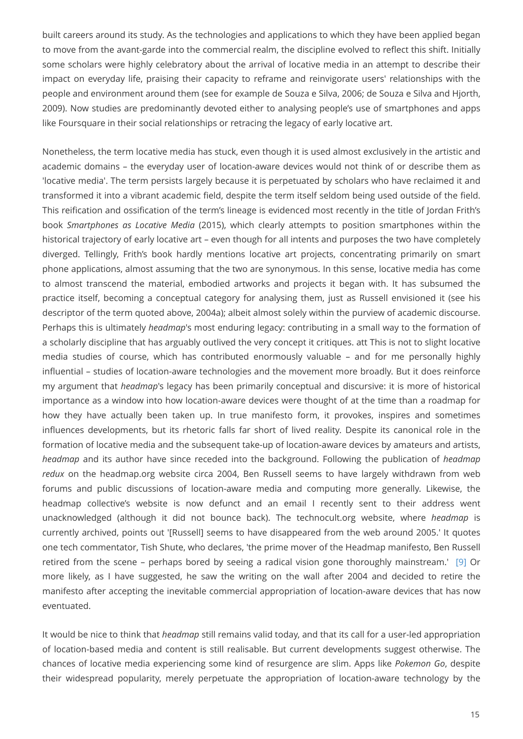built careers around its study. As the technologies and applications to which they have been applied began to move from the avant-garde into the commercial realm, the discipline evolved to reflect this shift. Initially some scholars were highly celebratory about the arrival of locative media in an attempt to describe their impact on everyday life, praising their capacity to reframe and reinvigorate users' relationships with the people and environment around them (see for example de Souza e Silva, 2006; de Souza e Silva and Hjorth, 2009). Now studies are predominantly devoted either to analysing people's use of smartphones and apps like Foursquare in their social relationships or retracing the legacy of early locative art.

Nonetheless, the term locative media has stuck, even though it is used almost exclusively in the artistic and academic domains – the everyday user of location-aware devices would not think of or describe them as 'locative media'. The term persists largely because it is perpetuated by scholars who have reclaimed it and transformed it into a vibrant academic field, despite the term itself seldom being used outside of the field. This reification and ossification of the term's lineage is evidenced most recently in the title of Jordan Frith's book *Smartphones as Locative Media* (2015), which clearly attempts to position smartphones within the historical trajectory of early locative art – even though for all intents and purposes the two have completely diverged. Tellingly, Frith's book hardly mentions locative art projects, concentrating primarily on smart phone applications, almost assuming that the two are synonymous. In this sense, locative media has come to almost transcend the material, embodied artworks and projects it began with. It has subsumed the practice itself, becoming a conceptual category for analysing them, just as Russell envisioned it (see his descriptor of the term quoted above, 2004a); albeit almost solely within the purview of academic discourse. Perhaps this is ultimately *headmap*'s most enduring legacy: contributing in a small way to the formation of a scholarly discipline that has arguably outlived the very concept it critiques. att This is not to slight locative media studies of course, which has contributed enormously valuable – and for me personally highly influential – studies of location-aware technologies and the movement more broadly. But it does reinforce my argument that *headmap*'s legacy has been primarily conceptual and discursive: it is more of historical importance as a window into how location-aware devices were thought of at the time than a roadmap for how they have actually been taken up. In true manifesto form, it provokes, inspires and sometimes influences developments, but its rhetoric falls far short of lived reality. Despite its canonical role in the formation of locative media and the subsequent take-up of location-aware devices by amateurs and artists, *headmap* and its author have since receded into the background. Following the publication of *headmap redux* on the headmap.org website circa 2004, Ben Russell seems to have largely withdrawn from web forums and public discussions of location-aware media and computing more generally. Likewise, the headmap collective's website is now defunct and an email I recently sent to their address went unacknowledged (although it did not bounce back). The technocult.org website, where *headmap* is currently archived, points out '[Russell] seems to have disappeared from the web around 2005.' It quotes one tech commentator, Tish Shute, who declares, 'the prime mover of the Headmap manifesto, Ben Russell retired from the scene – perhaps bored by seeing a radical vision gone thoroughly mainstream.' [9] Or more likely, as I have suggested, he saw the writing on the wall after 2004 and decided to retire the manifesto after accepting the inevitable commercial appropriation of location-aware devices that has now eventuated.

It would be nice to think that *headmap* still remains valid today, and that its call for a user-led appropriation of location-based media and content is still realisable. But current developments suggest otherwise. The chances of locative media experiencing some kind of resurgence are slim. Apps like *Pokemon Go*, despite their widespread popularity, merely perpetuate the appropriation of location-aware technology by the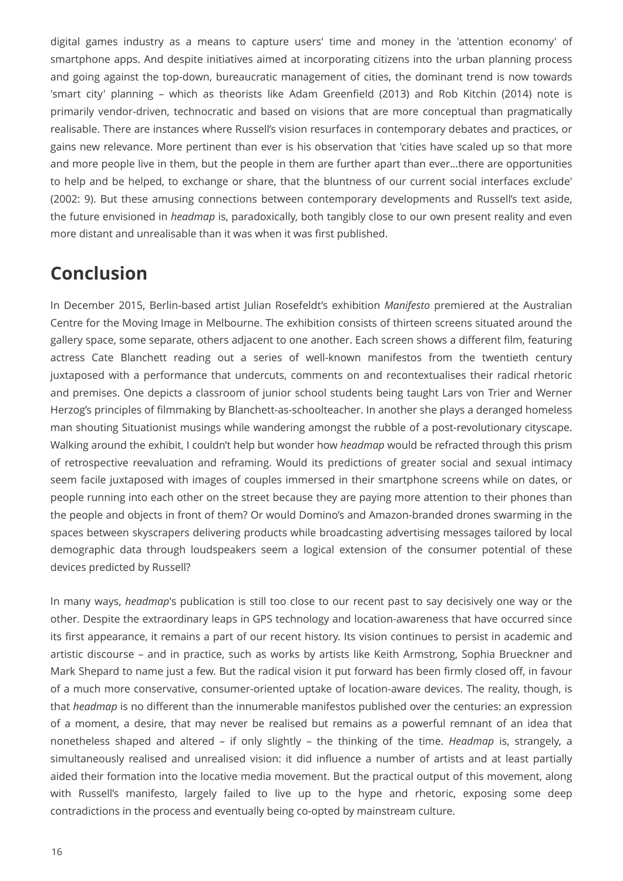digital games industry as a means to capture users' time and money in the 'attention economy' of smartphone apps. And despite initiatives aimed at incorporating citizens into the urban planning process and going against the top-down, bureaucratic management of cities, the dominant trend is now towards 'smart city' planning – which as theorists like Adam Greenfield (2013) and Rob Kitchin (2014) note is primarily vendor-driven, technocratic and based on visions that are more conceptual than pragmatically realisable. There are instances where Russell's vision resurfaces in contemporary debates and practices, or gains new relevance. More pertinent than ever is his observation that 'cities have scaled up so that more and more people live in them, but the people in them are further apart than ever…there are opportunities to help and be helped, to exchange or share, that the bluntness of our current social interfaces exclude' (2002: 9). But these amusing connections between contemporary developments and Russell's text aside, the future envisioned in *headmap* is, paradoxically, both tangibly close to our own present reality and even more distant and unrealisable than it was when it was first published.

## Conclusion

In December 2015, Berlin-based artist Julian Rosefeldt's exhibition *Manifesto* premiered at the Australian Centre for the Moving Image in Melbourne. The exhibition consists of thirteen screens situated around the gallery space, some separate, others adjacent to one another. Each screen shows a different film, featuring actress Cate Blanchett reading out a series of well-known manifestos from the twentieth century juxtaposed with a performance that undercuts, comments on and recontextualises their radical rhetoric and premises. One depicts a classroom of junior school students being taught Lars von Trier and Werner Herzog's principles of filmmaking by Blanchett-as-schoolteacher. In another she plays a deranged homeless man shouting Situationist musings while wandering amongst the rubble of a post-revolutionary cityscape. Walking around the exhibit, I couldn't help but wonder how *headmap* would be refracted through this prism of retrospective reevaluation and reframing. Would its predictions of greater social and sexual intimacy seem facile juxtaposed with images of couples immersed in their smartphone screens while on dates, or people running into each other on the street because they are paying more attention to their phones than the people and objects in front of them? Or would Domino's and Amazon-branded drones swarming in the spaces between skyscrapers delivering products while broadcasting advertising messages tailored by local demographic data through loudspeakers seem a logical extension of the consumer potential of these devices predicted by Russell?

In many ways, *headmap*'s publication is still too close to our recent past to say decisively one way or the other. Despite the extraordinary leaps in GPS technology and location-awareness that have occurred since its first appearance, it remains a part of our recent history. Its vision continues to persist in academic and artistic discourse – and in practice, such as works by artists like Keith Armstrong, Sophia Brueckner and Mark Shepard to name just a few. But the radical vision it put forward has been firmly closed off, in favour of a much more conservative, consumer-oriented uptake of location-aware devices. The reality, though, is that *headmap* is no different than the innumerable manifestos published over the centuries: an expression of a moment, a desire, that may never be realised but remains as a powerful remnant of an idea that nonetheless shaped and altered – if only slightly – the thinking of the time. *Headmap* is, strangely, a simultaneously realised and unrealised vision: it did influence a number of artists and at least partially aided their formation into the locative media movement. But the practical output of this movement, along with Russell's manifesto, largely failed to live up to the hype and rhetoric, exposing some deep contradictions in the process and eventually being co-opted by mainstream culture.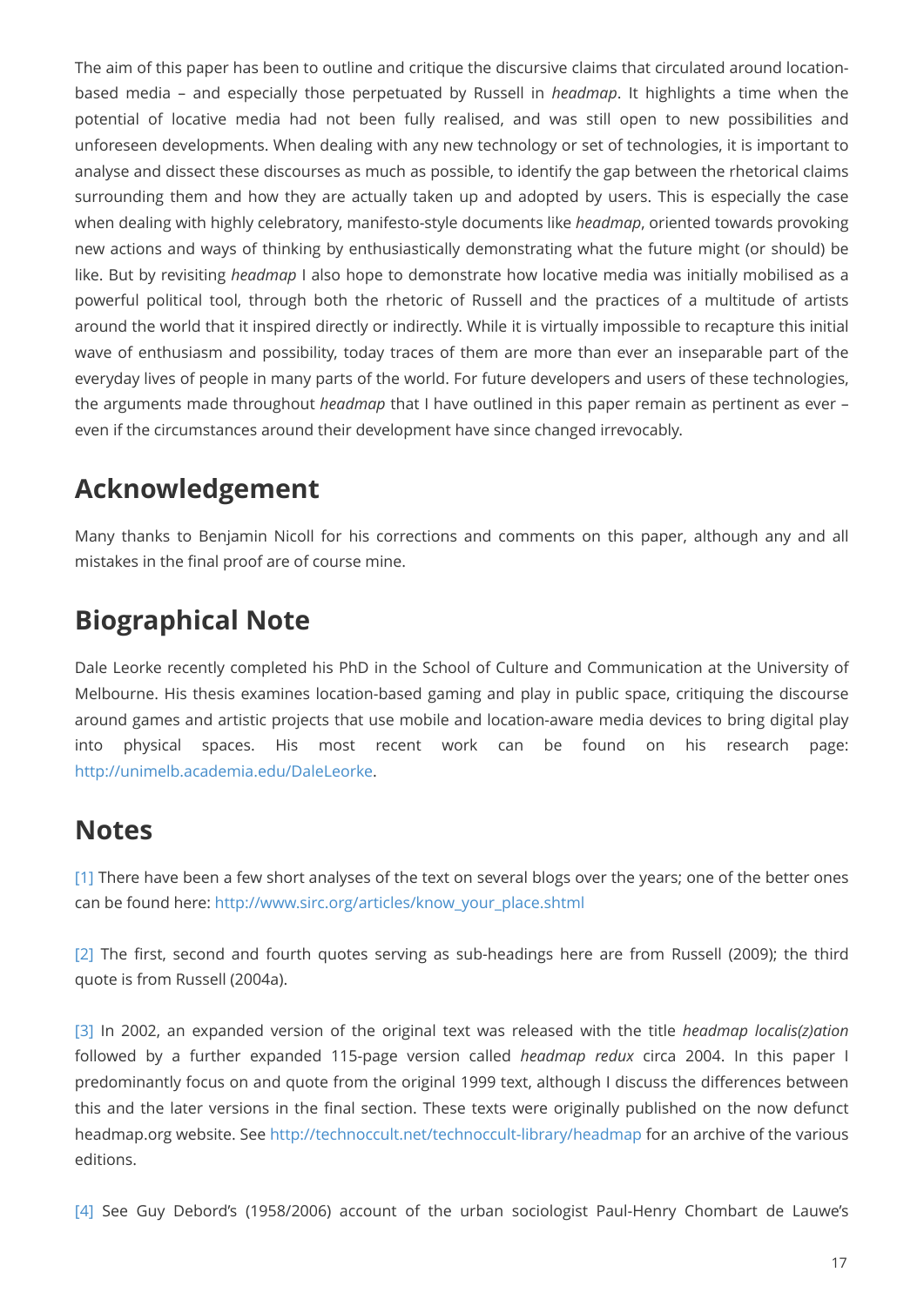The aim of this paper has been to outline and critique the discursive claims that circulated around location-based media – and especially those perpetuated by Russell in *headmap*. It highlights a time when the potential of locative media had not been fully realised, and was still open to new possibilities and unforeseen developments. When dealing with any new technology or set of technologies, it is important to analyse and dissect these discourses as much as possible, to identify the gap between the rhetorical claims surrounding them and how they are actually taken up and adopted by users. This is especially the case when dealing with highly celebratory, manifesto-style documents like *headmap*, oriented towards provoking new actions and ways of thinking by enthusiastically demonstrating what the future might (or should) be like. But by revisiting *headmap* I also hope to demonstrate how locative media was initially mobilised as a powerful political tool, through both the rhetoric of Russell and the practices of a multitude of artists around the world that it inspired directly or indirectly. While it is virtually impossible to recapture this initial wave of enthusiasm and possibility, today traces of them are more than ever an inseparable part of the everyday lives of people in many parts of the world. For future developers and users of these technologies, the arguments made throughout *headmap* that I have outlined in this paper remain as pertinent as ever – even if the circumstances around their development have since changed irrevocably.

## Acknowledgement

Many thanks to Benjamin Nicoll for his corrections and comments on this paper, although any and all mistakes in the final proof are of course mine.

## Biographical Note

Dale Leorke recently completed his PhD in the School of Culture and Communication at the University of Melbourne. His thesis examines location-based gaming and play in public space, critiquing the discourse around games and artistic projects that use mobile and location-aware media devices to bring digital play into physical spaces. His most recent work can be found on his research page: http://unimelb.academia.edu/DaleLeorke.

## Notes

[1] There have been a few short analyses of the text on several blogs over the years; one of the better ones can be found here: http://www.sirc.org/articles/know_your_place.shtml

[2] The first, second and fourth quotes serving as sub-headings here are from Russell (2009); the third quote is from Russell (2004a).

[3] In 2002, an expanded version of the original text was released with the title *headmap localis(z)ation* followed by a further expanded 115-page version called *headmap redux* circa 2004. In this paper I predominantly focus on and quote from the original 1999 text, although I discuss the differences between this and the later versions in the final section. These texts were originally published on the now defunct headmap.org website. See http://technoccult.net/technoccult-library/headmap for an archive of the various editions.

[4] See Guy Debord's (1958/2006) account of the urban sociologist Paul-Henry Chombart de Lauwe's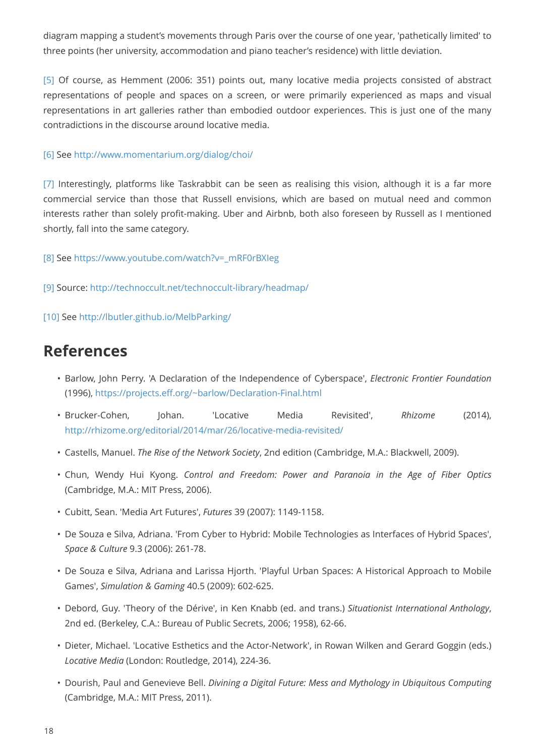diagram mapping a student's movements through Paris over the course of one year, 'pathetically limited' to three points (her university, accommodation and piano teacher's residence) with little deviation.

[5] Of course, as Hemment (2006: 351) points out, many locative media projects consisted of abstract representations of people and spaces on a screen, or were primarily experienced as maps and visual representations in art galleries rather than embodied outdoor experiences. This is just one of the many contradictions in the discourse around locative media.

[6] See http://www.momentarium.org/dialog/choi/

[7] Interestingly, platforms like Taskrabbit can be seen as realising this vision, although it is a far more commercial service than those that Russell envisions, which are based on mutual need and common interests rather than solely profit-making. Uber and Airbnb, both also foreseen by Russell as I mentioned shortly, fall into the same category.

[8] See https://www.youtube.com/watch?v=_mRF0rBXIeg

[9] Source: http://technoccult.net/technoccult-library/headmap/

[10] See http://lbutler.github.io/MelbParking/

## References

- Barlow, John Perry. 'A Declaration of the Independence of Cyberspace', *Electronic Frontier Foundation* (1996), https://projects.eff.org/~barlow/Declaration-Final.html
- Brucker-Cohen, Johan. 'Locative Media Revisited', *Rhizome* (2014), http://rhizome.org/editorial/2014/mar/26/locative-media-revisited/
- Castells, Manuel. *The Rise of the Network Society*, 2nd edition (Cambridge, M.A.: Blackwell, 2009).
- Chun, Wendy Hui Kyong. *Control and Freedom: Power and Paranoia in the Age of Fiber Optics* (Cambridge, M.A.: MIT Press, 2006).
- Cubitt, Sean. 'Media Art Futures', *Futures* 39 (2007): 1149-1158.
- De Souza e Silva, Adriana. 'From Cyber to Hybrid: Mobile Technologies as Interfaces of Hybrid Spaces', *Space & Culture* 9.3 (2006): 261-78.
- De Souza e Silva, Adriana and Larissa Hjorth. 'Playful Urban Spaces: A Historical Approach to Mobile Games', *Simulation & Gaming* 40.5 (2009): 602-625.
- Debord, Guy. 'Theory of the Dérive', in Ken Knabb (ed. and trans.) *Situationist International Anthology*, 2nd ed. (Berkeley, C.A.: Bureau of Public Secrets, 2006; 1958), 62-66.
- Dieter, Michael. 'Locative Esthetics and the Actor-Network', in Rowan Wilken and Gerard Goggin (eds.) *Locative Media* (London: Routledge, 2014), 224-36.
- Dourish, Paul and Genevieve Bell. *Divining a Digital Future: Mess and Mythology in Ubiquitous Computing* (Cambridge, M.A.: MIT Press, 2011).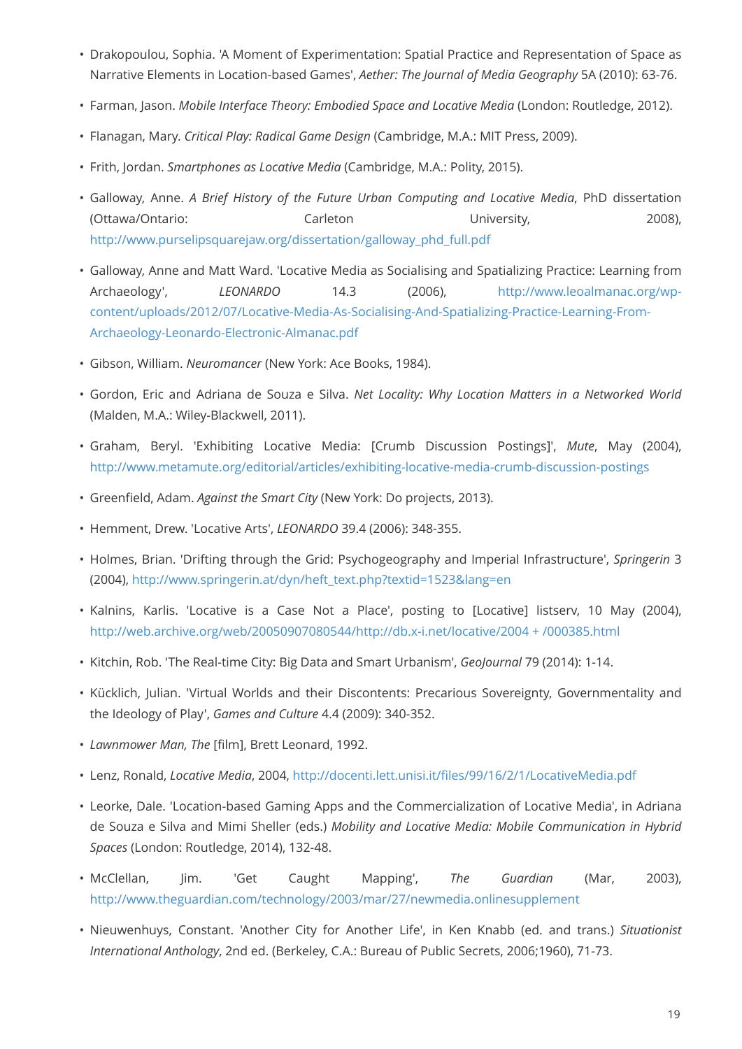- Drakopoulou, Sophia. 'A Moment of Experimentation: Spatial Practice and Representation of Space as Narrative Elements in Location-based Games', *Aether: The Journal of Media Geography* 5A (2010): 63-76.
- Farman, Jason. *Mobile Interface Theory: Embodied Space and Locative Media* (London: Routledge, 2012).
- Flanagan, Mary. *Critical Play: Radical Game Design* (Cambridge, M.A.: MIT Press, 2009).
- Frith, Jordan. *Smartphones as Locative Media* (Cambridge, M.A.: Polity, 2015).
- Galloway, Anne. *A Brief History of the Future Urban Computing and Locative Media*, PhD dissertation (Ottawa/Ontario: Carleton University, 2008), http://www.purselipsquarejaw.org/dissertation/galloway_phd_full.pdf
- Galloway, Anne and Matt Ward. 'Locative Media as Socialising and Spatializing Practice: Learning from Archaeology', *LEONARDO* 14.3 (2006), http://www.leoalmanac.org/wp-content/uploads/2012/07/Locative-Media-As-Socialising-And-Spatializing-Practice-Learning-From-Archaeology-Leonardo-Electronic-Almanac.pdf
- Gibson, William. *Neuromancer* (New York: Ace Books, 1984).
- Gordon, Eric and Adriana de Souza e Silva. *Net Locality: Why Location Matters in a Networked World* (Malden, M.A.: Wiley-Blackwell, 2011).
- Graham, Beryl. 'Exhibiting Locative Media: [Crumb Discussion Postings]', *Mute*, May (2004), http://www.metamute.org/editorial/articles/exhibiting-locative-media-crumb-discussion-postings
- Greenfield, Adam. *Against the Smart City* (New York: Do projects, 2013).
- Hemment, Drew. 'Locative Arts', *LEONARDO* 39.4 (2006): 348-355.
- Holmes, Brian. 'Drifting through the Grid: Psychogeography and Imperial Infrastructure', *Springerin* 3 (2004), http://www.springerin.at/dyn/heft_text.php?textid=1523&lang=en
- Kalnins, Karlis. 'Locative is a Case Not a Place', posting to [Locative] listserv, 10 May (2004), http://web.archive.org/web/20050907080544/http://db.x-i.net/locative/2004 + /000385.html
- Kitchin, Rob. 'The Real-time City: Big Data and Smart Urbanism', *GeoJournal* 79 (2014): 1-14.
- Kücklich, Julian. 'Virtual Worlds and their Discontents: Precarious Sovereignty, Governmentality and the Ideology of Play', *Games and Culture* 4.4 (2009): 340-352.
- *Lawnmower Man, The* [film], Brett Leonard, 1992.
- Lenz, Ronald, *Locative Media*, 2004, http://docenti.lett.unisi.it/files/99/16/2/1/LocativeMedia.pdf
- Leorke, Dale. 'Location-based Gaming Apps and the Commercialization of Locative Media', in Adriana de Souza e Silva and Mimi Sheller (eds.) *Mobility and Locative Media: Mobile Communication in Hybrid Spaces* (London: Routledge, 2014), 132-48.
- McClellan, Jim. 'Get Caught Mapping', *The Guardian* (Mar, 2003), http://www.theguardian.com/technology/2003/mar/27/newmedia.onlinesupplement
- Nieuwenhuys, Constant. 'Another City for Another Life', in Ken Knabb (ed. and trans.) *Situationist International Anthology*, 2nd ed. (Berkeley, C.A.: Bureau of Public Secrets, 2006;1960), 71-73.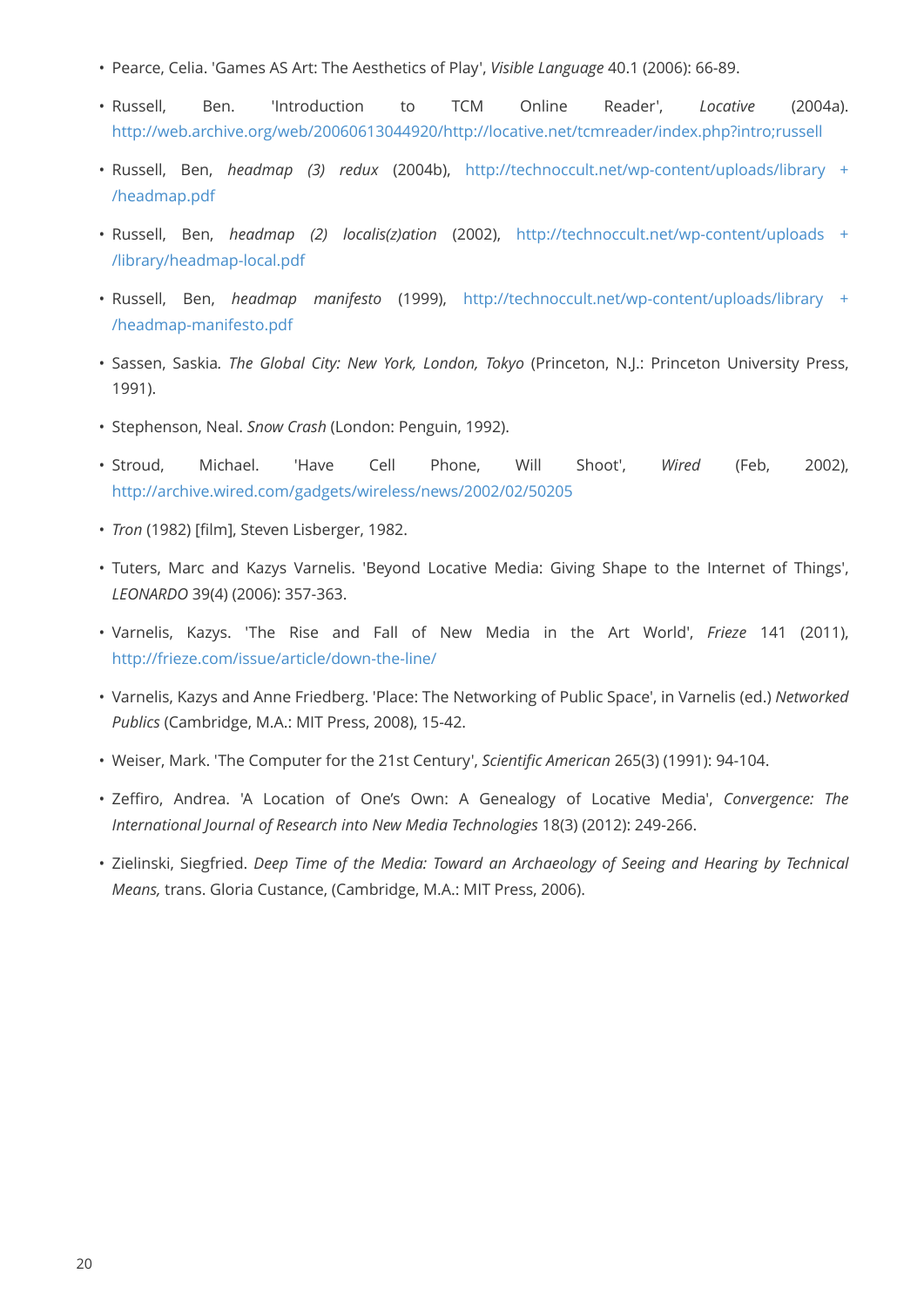- Pearce, Celia. 'Games AS Art: The Aesthetics of Play', *Visible Language* 40.1 (2006): 66-89.
- Russell, Ben. 'Introduction to TCM Online Reader', *Locative* (2004a). http://web.archive.org/web/20060613044920/http://locative.net/tcmreader/index.php?intro;russell
- Russell, Ben, *headmap (3) redux* (2004b), http://technoccult.net/wp-content/uploads/library/headmap.pdf
- Russell, Ben, *headmap (2) localis(z)ation* (2002), http://technoccult.net/wp-content/uploads/library/headmap-local.pdf
- Russell, Ben, *headmap manifesto* (1999), http://technoccult.net/wp-content/uploads/library/headmap-manifesto.pdf
- Sassen, Saskia. *The Global City: New York, London, Tokyo* (Princeton, N.J.: Princeton University Press, 1991).
- Stephenson, Neal. *Snow Crash* (London: Penguin, 1992).
- Stroud, Michael. 'Have Cell Phone, Will Shoot', *Wired* (Feb, 2002), http://archive.wired.com/gadgets/wireless/news/2002/02/50205
- *Tron* (1982) [film], Steven Lisberger, 1982.
- Tuters, Marc and Kazys Varnelis. 'Beyond Locative Media: Giving Shape to the Internet of Things', *LEONARDO* 39(4) (2006): 357-363.
- Varnelis, Kazys. 'The Rise and Fall of New Media in the Art World', *Frieze* 141 (2011), http://frieze.com/issue/article/down-the-line/
- Varnelis, Kazys and Anne Friedberg. 'Place: The Networking of Public Space', in Varnelis (ed.) *Networked Publics* (Cambridge, M.A.: MIT Press, 2008), 15-42.
- Weiser, Mark. 'The Computer for the 21st Century', *Scientific American* 265(3) (1991): 94-104.
- Zeffiro, Andrea. 'A Location of One's Own: A Genealogy of Locative Media', *Convergence: The International Journal of Research into New Media Technologies* 18(3) (2012): 249-266.
- Zielinski, Siegfried. *Deep Time of the Media: Toward an Archaeology of Seeing and Hearing by Technical Means,* trans. Gloria Custance, (Cambridge, M.A.: MIT Press, 2006).